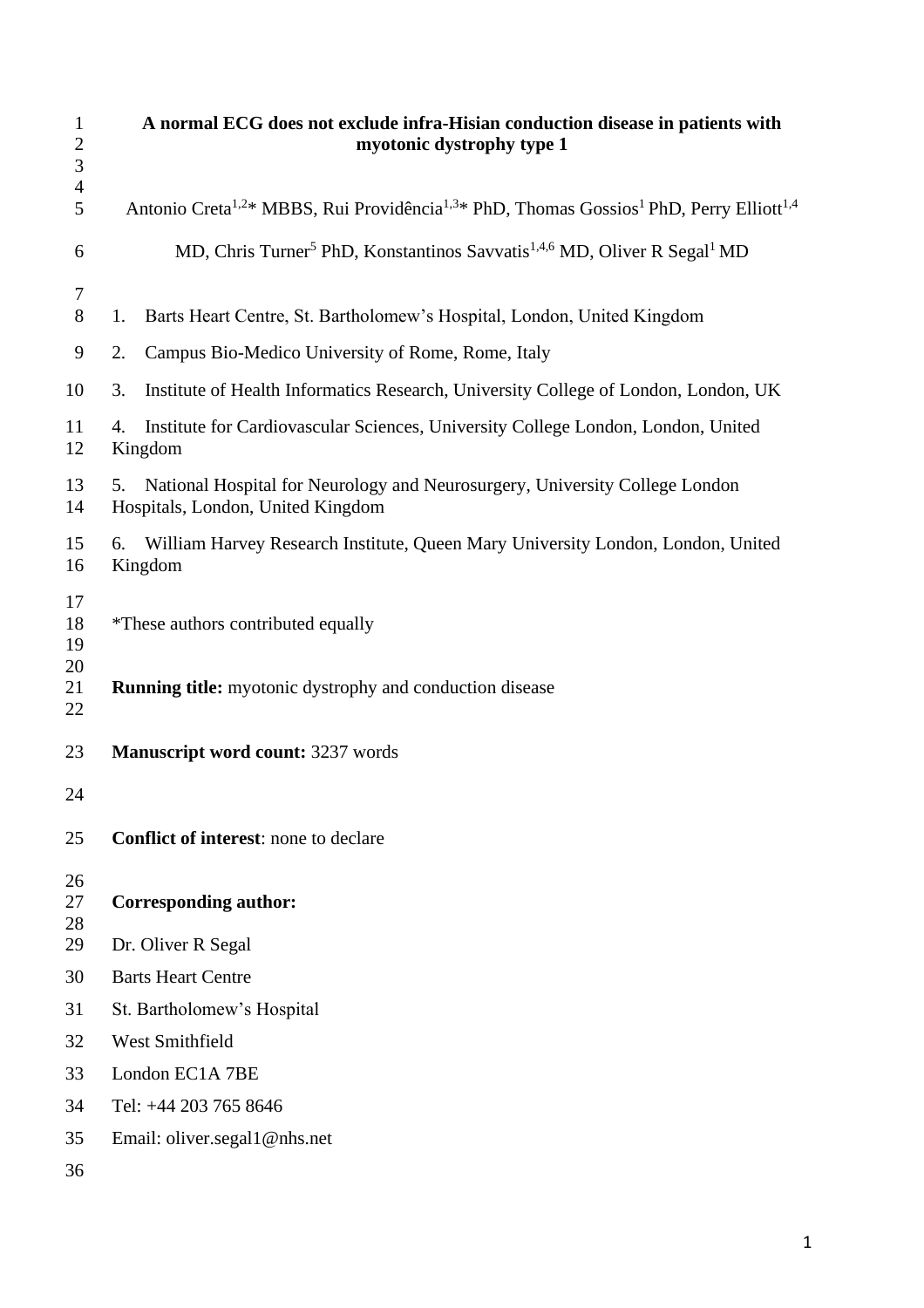# A normal ECG does not exclude infra-Hisian conduction disease in patients with myotonic dystrophy type 1

Antonio Creta[1,2]* MBBS, Rui Providência[1,3]* PhD, Thomas Gossios[1] PhD, Perry Elliott[1,4] MD, Chris Turner[5] PhD, Konstantinos Savvatis[1,4,6] MD, Oliver R Segal[1] MD

1. Barts Heart Centre, St. Bartholomew's Hospital, London, United Kingdom
2. Campus Bio-Medico University of Rome, Rome, Italy
3. Institute of Health Informatics Research, University College of London, London, UK
4. Institute for Cardiovascular Sciences, University College London, London, United Kingdom
5. National Hospital for Neurology and Neurosurgery, University College London Hospitals, London, United Kingdom
6. William Harvey Research Institute, Queen Mary University London, London, United Kingdom

*These authors contributed equally

**Running title:** myotonic dystrophy and conduction disease

**Manuscript word count:** 3237 words

**Conflict of interest**: none to declare

**Corresponding author:**

Dr. Oliver R Segal

Barts Heart Centre

St. Bartholomew's Hospital

West Smithfield

London EC1A 7BE

Tel: +44 203 765 8646

Email: oliver.segal1@nhs.net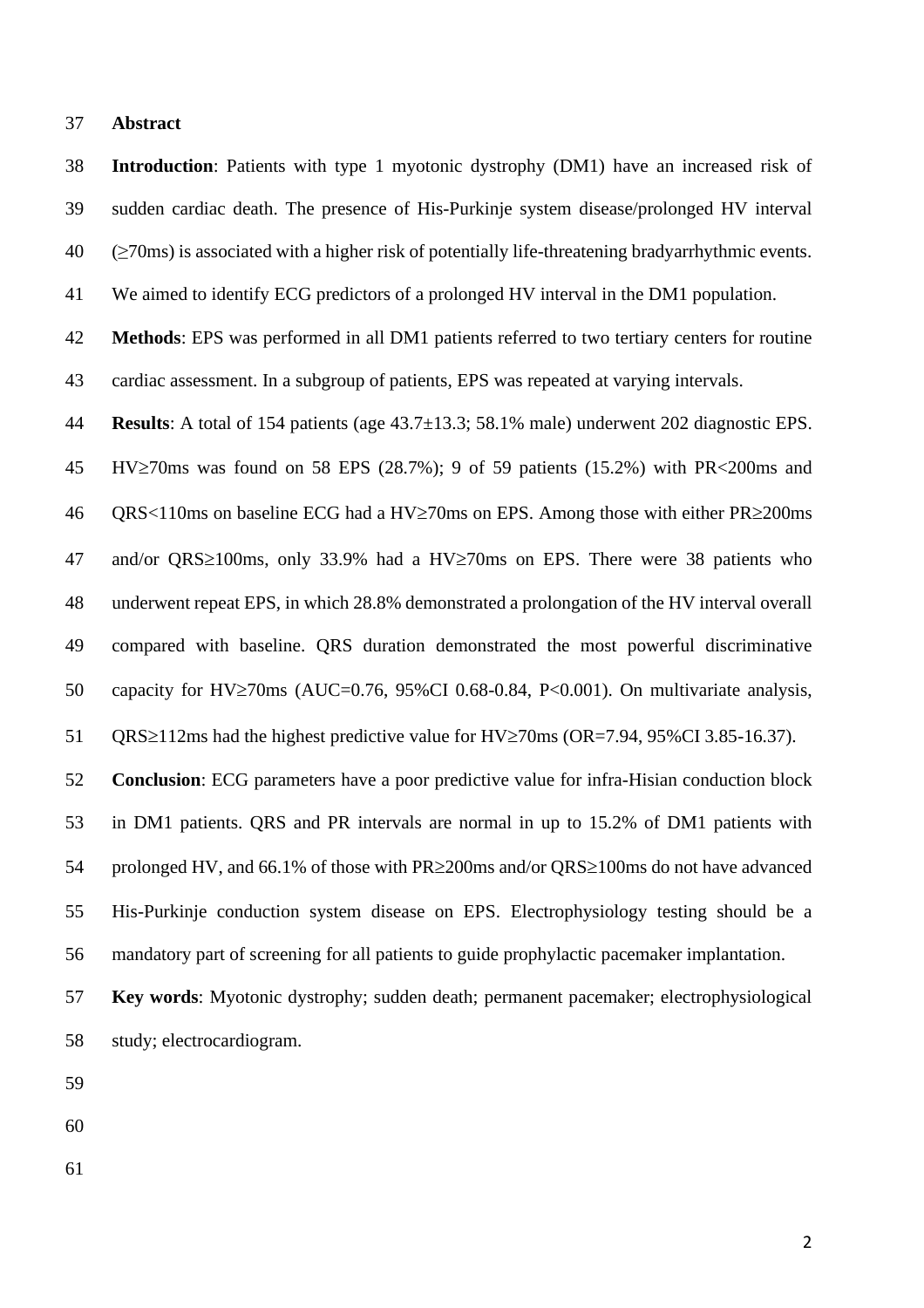## Abstract

**Introduction**: Patients with type 1 myotonic dystrophy (DM1) have an increased risk of sudden cardiac death. The presence of His-Purkinje system disease/prolonged HV interval (≥70ms) is associated with a higher risk of potentially life-threatening bradyarrhythmic events. We aimed to identify ECG predictors of a prolonged HV interval in the DM1 population.

**Methods**: EPS was performed in all DM1 patients referred to two tertiary centers for routine cardiac assessment. In a subgroup of patients, EPS was repeated at varying intervals.

**Results**: A total of 154 patients (age 43.7±13.3; 58.1% male) underwent 202 diagnostic EPS. HV≥70ms was found on 58 EPS (28.7%); 9 of 59 patients (15.2%) with PR<200ms and QRS<110ms on baseline ECG had a HV≥70ms on EPS. Among those with either PR≥200ms and/or QRS≥100ms, only 33.9% had a HV≥70ms on EPS. There were 38 patients who underwent repeat EPS, in which 28.8% demonstrated a prolongation of the HV interval overall compared with baseline. QRS duration demonstrated the most powerful discriminative capacity for HV≥70ms (AUC=0.76, 95%CI 0.68-0.84, P<0.001). On multivariate analysis, QRS≥112ms had the highest predictive value for HV≥70ms (OR=7.94, 95%CI 3.85-16.37).

**Conclusion**: ECG parameters have a poor predictive value for infra-Hisian conduction block in DM1 patients. QRS and PR intervals are normal in up to 15.2% of DM1 patients with prolonged HV, and 66.1% of those with PR≥200ms and/or QRS≥100ms do not have advanced His-Purkinje conduction system disease on EPS. Electrophysiology testing should be a mandatory part of screening for all patients to guide prophylactic pacemaker implantation.

**Key words**: Myotonic dystrophy; sudden death; permanent pacemaker; electrophysiological study; electrocardiogram.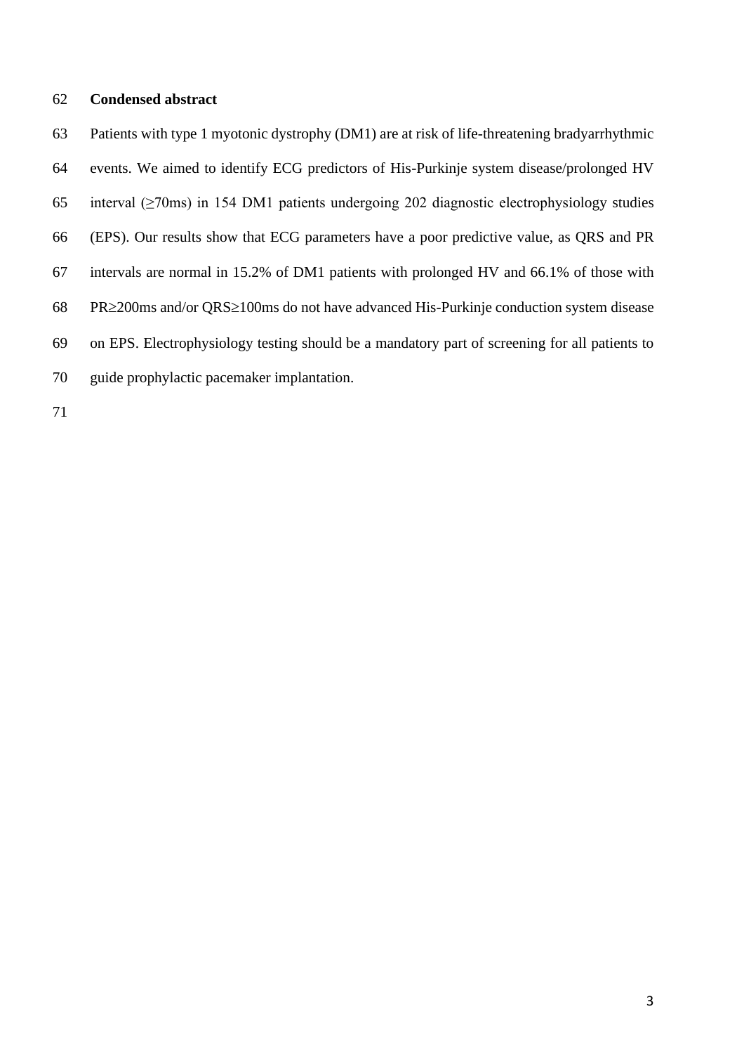## Condensed abstract

Patients with type 1 myotonic dystrophy (DM1) are at risk of life-threatening bradyarrhythmic events. We aimed to identify ECG predictors of His-Purkinje system disease/prolonged HV interval (≥70ms) in 154 DM1 patients undergoing 202 diagnostic electrophysiology studies (EPS). Our results show that ECG parameters have a poor predictive value, as QRS and PR intervals are normal in 15.2% of DM1 patients with prolonged HV and 66.1% of those with PR≥200ms and/or QRS≥100ms do not have advanced His-Purkinje conduction system disease on EPS. Electrophysiology testing should be a mandatory part of screening for all patients to guide prophylactic pacemaker implantation.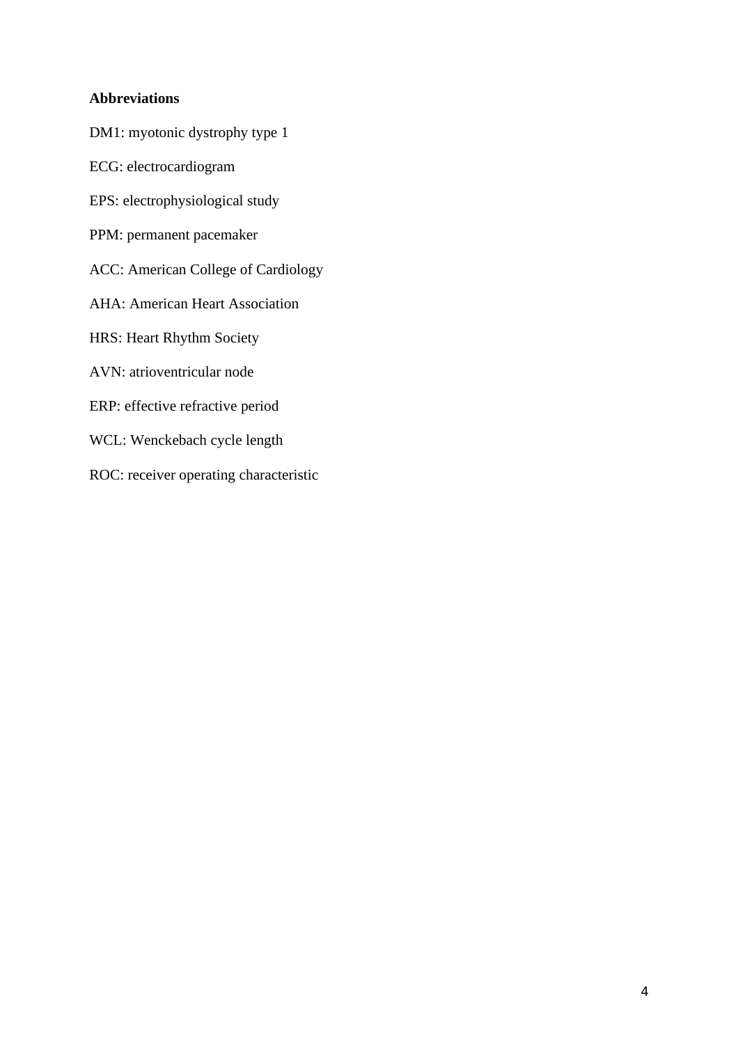**Abbreviations**

DM1: myotonic dystrophy type 1

ECG: electrocardiogram

EPS: electrophysiological study

PPM: permanent pacemaker

ACC: American College of Cardiology

AHA: American Heart Association

HRS: Heart Rhythm Society

AVN: atrioventricular node

ERP: effective refractive period

WCL: Wenckebach cycle length

ROC: receiver operating characteristic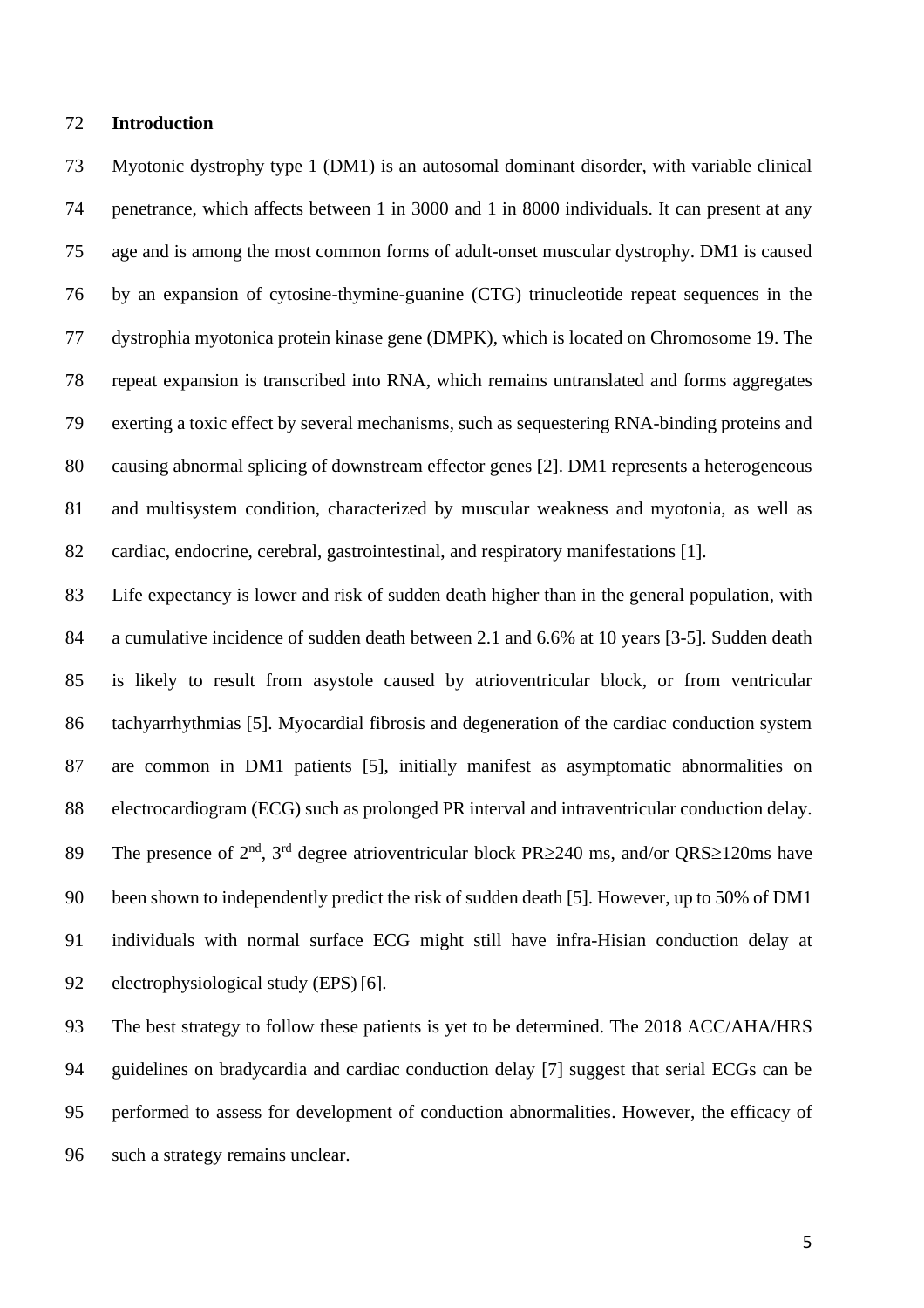## Introduction

Myotonic dystrophy type 1 (DM1) is an autosomal dominant disorder, with variable clinical penetrance, which affects between 1 in 3000 and 1 in 8000 individuals. It can present at any age and is among the most common forms of adult-onset muscular dystrophy. DM1 is caused by an expansion of cytosine-thymine-guanine (CTG) trinucleotide repeat sequences in the dystrophia myotonica protein kinase gene (DMPK), which is located on Chromosome 19. The repeat expansion is transcribed into RNA, which remains untranslated and forms aggregates exerting a toxic effect by several mechanisms, such as sequestering RNA-binding proteins and causing abnormal splicing of downstream effector genes [2]. DM1 represents a heterogeneous and multisystem condition, characterized by muscular weakness and myotonia, as well as cardiac, endocrine, cerebral, gastrointestinal, and respiratory manifestations [1].

Life expectancy is lower and risk of sudden death higher than in the general population, with a cumulative incidence of sudden death between 2.1 and 6.6% at 10 years [3-5]. Sudden death is likely to result from asystole caused by atrioventricular block, or from ventricular tachyarrhythmias [5]. Myocardial fibrosis and degeneration of the cardiac conduction system are common in DM1 patients [5], initially manifest as asymptomatic abnormalities on electrocardiogram (ECG) such as prolonged PR interval and intraventricular conduction delay. The presence of 2nd, 3rd degree atrioventricular block PR≥240 ms, and/or QRS≥120ms have been shown to independently predict the risk of sudden death [5]. However, up to 50% of DM1 individuals with normal surface ECG might still have infra-Hisian conduction delay at electrophysiological study (EPS) [6].

The best strategy to follow these patients is yet to be determined. The 2018 ACC/AHA/HRS guidelines on bradycardia and cardiac conduction delay [7] suggest that serial ECGs can be performed to assess for development of conduction abnormalities. However, the efficacy of such a strategy remains unclear.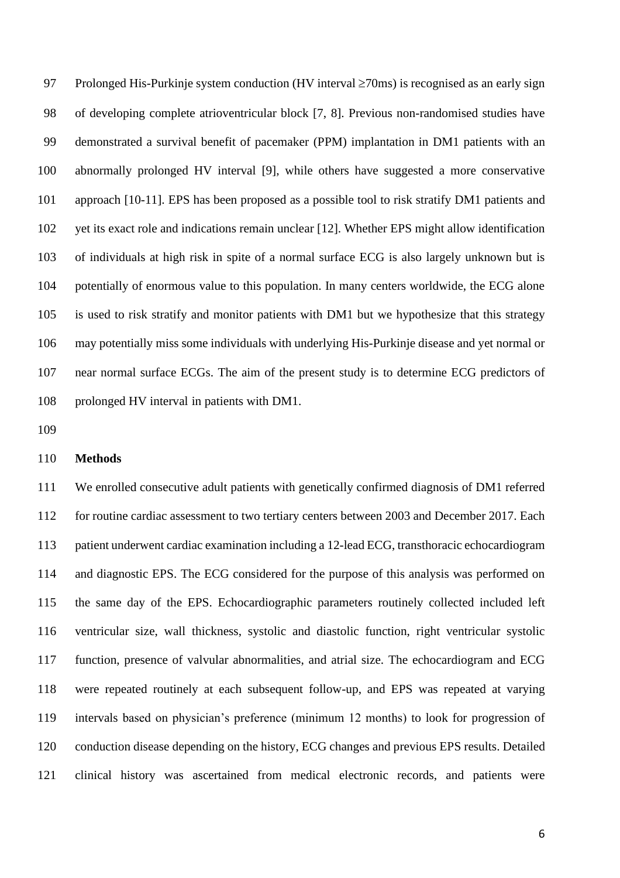Prolonged His-Purkinje system conduction (HV interval ≥70ms) is recognised as an early sign of developing complete atrioventricular block [7, 8]. Previous non-randomised studies have demonstrated a survival benefit of pacemaker (PPM) implantation in DM1 patients with an abnormally prolonged HV interval [9], while others have suggested a more conservative approach [10-11]. EPS has been proposed as a possible tool to risk stratify DM1 patients and yet its exact role and indications remain unclear [12]. Whether EPS might allow identification of individuals at high risk in spite of a normal surface ECG is also largely unknown but is potentially of enormous value to this population. In many centers worldwide, the ECG alone is used to risk stratify and monitor patients with DM1 but we hypothesize that this strategy may potentially miss some individuals with underlying His-Purkinje disease and yet normal or near normal surface ECGs. The aim of the present study is to determine ECG predictors of prolonged HV interval in patients with DM1.

## Methods

We enrolled consecutive adult patients with genetically confirmed diagnosis of DM1 referred for routine cardiac assessment to two tertiary centers between 2003 and December 2017. Each patient underwent cardiac examination including a 12-lead ECG, transthoracic echocardiogram and diagnostic EPS. The ECG considered for the purpose of this analysis was performed on the same day of the EPS. Echocardiographic parameters routinely collected included left ventricular size, wall thickness, systolic and diastolic function, right ventricular systolic function, presence of valvular abnormalities, and atrial size. The echocardiogram and ECG were repeated routinely at each subsequent follow-up, and EPS was repeated at varying intervals based on physician's preference (minimum 12 months) to look for progression of conduction disease depending on the history, ECG changes and previous EPS results. Detailed clinical history was ascertained from medical electronic records, and patients were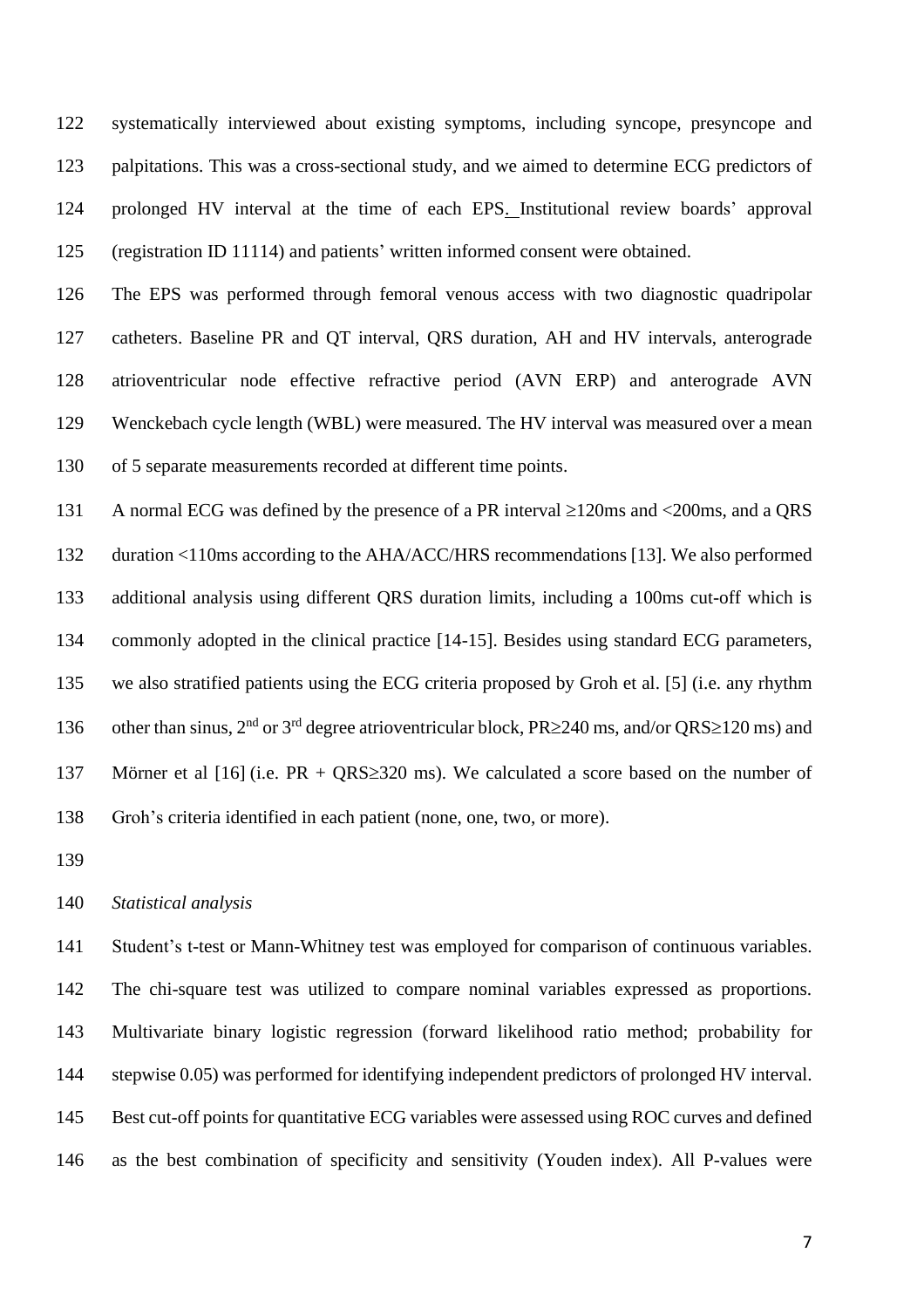systematically interviewed about existing symptoms, including syncope, presyncope and palpitations. This was a cross-sectional study, and we aimed to determine ECG predictors of prolonged HV interval at the time of each EPS. Institutional review boards' approval (registration ID 11114) and patients' written informed consent were obtained.

The EPS was performed through femoral venous access with two diagnostic quadripolar catheters. Baseline PR and QT interval, QRS duration, AH and HV intervals, anterograde atrioventricular node effective refractive period (AVN ERP) and anterograde AVN Wenckebach cycle length (WBL) were measured. The HV interval was measured over a mean of 5 separate measurements recorded at different time points.

A normal ECG was defined by the presence of a PR interval ≥120ms and <200ms, and a QRS duration <110ms according to the AHA/ACC/HRS recommendations [13]. We also performed additional analysis using different QRS duration limits, including a 100ms cut-off which is commonly adopted in the clinical practice [14-15]. Besides using standard ECG parameters, we also stratified patients using the ECG criteria proposed by Groh et al. [5] (i.e. any rhythm other than sinus, 2nd or 3rd degree atrioventricular block, PR≥240 ms, and/or QRS≥120 ms) and Mörner et al [16] (i.e. PR + QRS≥320 ms). We calculated a score based on the number of Groh's criteria identified in each patient (none, one, two, or more).

*Statistical analysis*

Student's t-test or Mann-Whitney test was employed for comparison of continuous variables. The chi-square test was utilized to compare nominal variables expressed as proportions. Multivariate binary logistic regression (forward likelihood ratio method; probability for stepwise 0.05) was performed for identifying independent predictors of prolonged HV interval. Best cut-off points for quantitative ECG variables were assessed using ROC curves and defined as the best combination of specificity and sensitivity (Youden index). All P-values were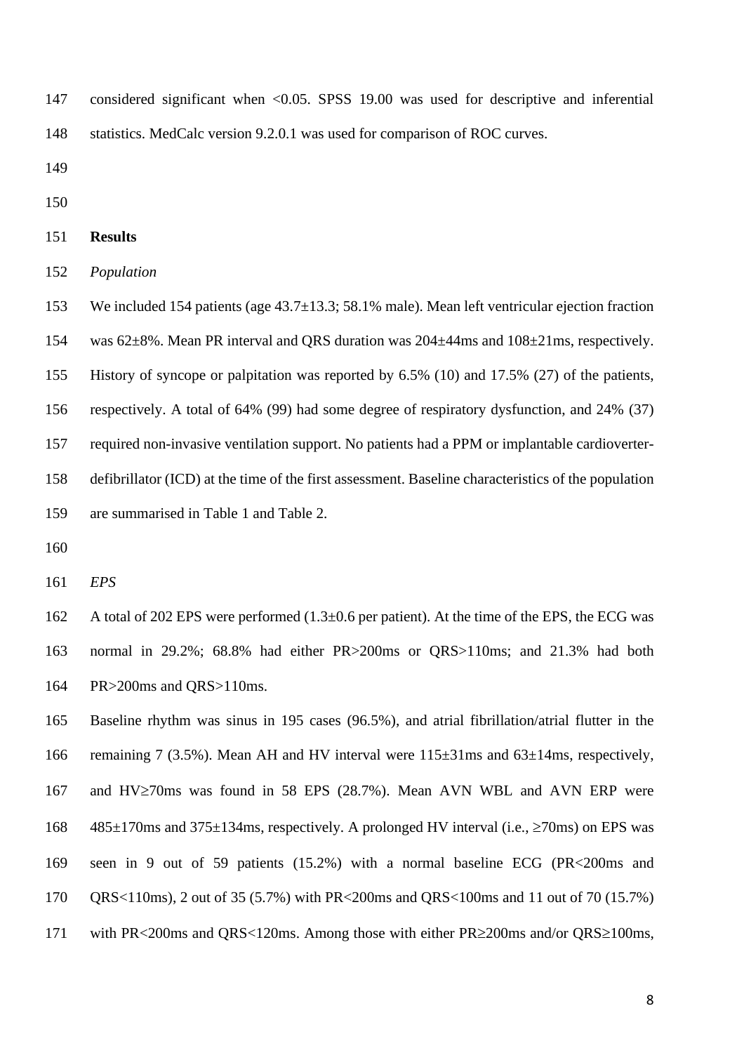considered significant when <0.05. SPSS 19.00 was used for descriptive and inferential statistics. MedCalc version 9.2.0.1 was used for comparison of ROC curves.

## Results

### *Population*

We included 154 patients (age 43.7±13.3; 58.1% male). Mean left ventricular ejection fraction was 62±8%. Mean PR interval and QRS duration was 204±44ms and 108±21ms, respectively. History of syncope or palpitation was reported by 6.5% (10) and 17.5% (27) of the patients, respectively. A total of 64% (99) had some degree of respiratory dysfunction, and 24% (37) required non-invasive ventilation support. No patients had a PPM or implantable cardioverter-defibrillator (ICD) at the time of the first assessment. Baseline characteristics of the population are summarised in Table 1 and Table 2.

### *EPS*

A total of 202 EPS were performed (1.3±0.6 per patient). At the time of the EPS, the ECG was normal in 29.2%; 68.8% had either PR>200ms or QRS>110ms; and 21.3% had both PR>200ms and QRS>110ms.

Baseline rhythm was sinus in 195 cases (96.5%), and atrial fibrillation/atrial flutter in the remaining 7 (3.5%). Mean AH and HV interval were 115±31ms and 63±14ms, respectively, and HV≥70ms was found in 58 EPS (28.7%). Mean AVN WBL and AVN ERP were 485±170ms and 375±134ms, respectively. A prolonged HV interval (i.e., ≥70ms) on EPS was seen in 9 out of 59 patients (15.2%) with a normal baseline ECG (PR<200ms and QRS<110ms), 2 out of 35 (5.7%) with PR<200ms and QRS<100ms and 11 out of 70 (15.7%) with PR<200ms and QRS<120ms. Among those with either PR≥200ms and/or QRS≥100ms,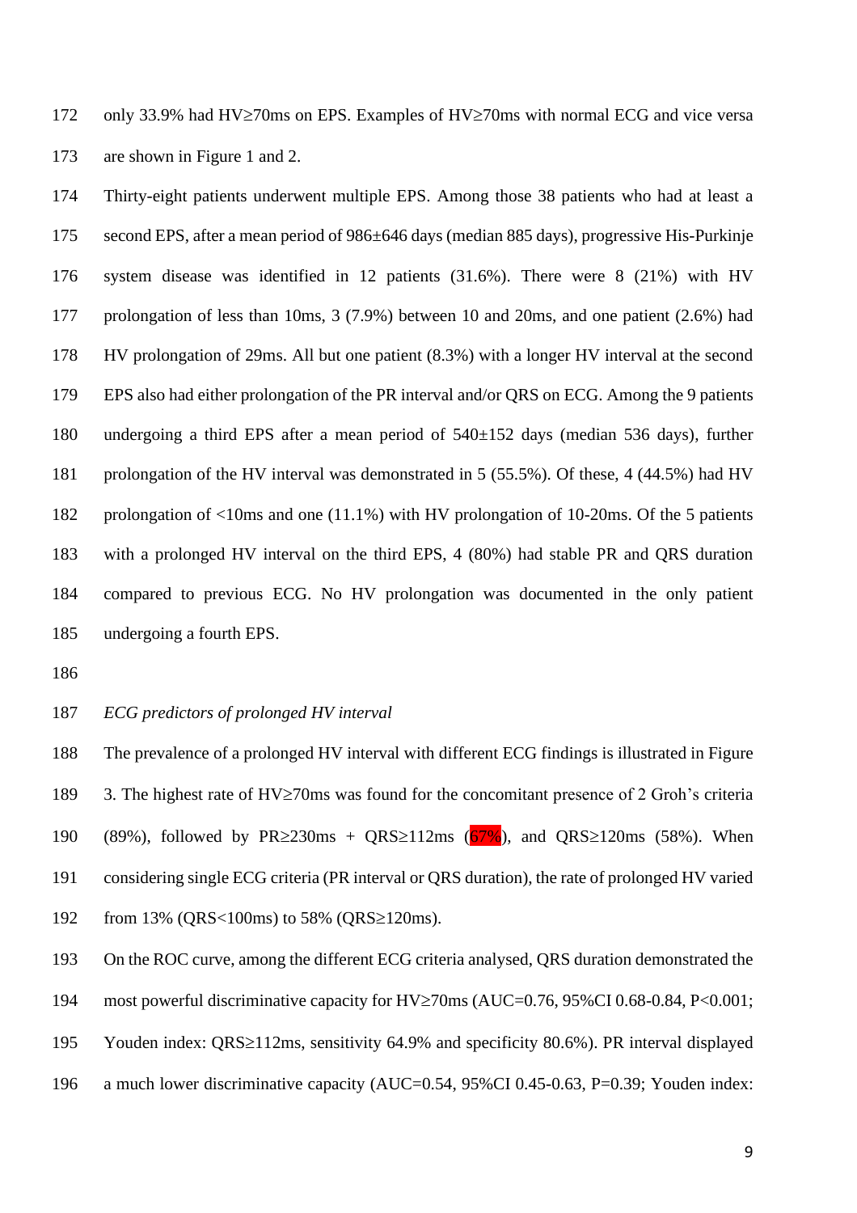only 33.9% had HV≥70ms on EPS. Examples of HV≥70ms with normal ECG and vice versa are shown in Figure 1 and 2.

Thirty-eight patients underwent multiple EPS. Among those 38 patients who had at least a second EPS, after a mean period of 986±646 days (median 885 days), progressive His-Purkinje system disease was identified in 12 patients (31.6%). There were 8 (21%) with HV prolongation of less than 10ms, 3 (7.9%) between 10 and 20ms, and one patient (2.6%) had HV prolongation of 29ms. All but one patient (8.3%) with a longer HV interval at the second EPS also had either prolongation of the PR interval and/or QRS on ECG. Among the 9 patients undergoing a third EPS after a mean period of 540±152 days (median 536 days), further prolongation of the HV interval was demonstrated in 5 (55.5%). Of these, 4 (44.5%) had HV prolongation of <10ms and one (11.1%) with HV prolongation of 10-20ms. Of the 5 patients with a prolonged HV interval on the third EPS, 4 (80%) had stable PR and QRS duration compared to previous ECG. No HV prolongation was documented in the only patient undergoing a fourth EPS.

*ECG predictors of prolonged HV interval*

The prevalence of a prolonged HV interval with different ECG findings is illustrated in Figure 3. The highest rate of HV≥70ms was found for the concomitant presence of 2 Groh's criteria (89%), followed by PR≥230ms + QRS≥112ms (67%), and QRS≥120ms (58%). When considering single ECG criteria (PR interval or QRS duration), the rate of prolonged HV varied from 13% (QRS<100ms) to 58% (QRS≥120ms).

On the ROC curve, among the different ECG criteria analysed, QRS duration demonstrated the most powerful discriminative capacity for HV≥70ms (AUC=0.76, 95%CI 0.68-0.84, P<0.001; Youden index: QRS≥112ms, sensitivity 64.9% and specificity 80.6%). PR interval displayed a much lower discriminative capacity (AUC=0.54, 95%CI 0.45-0.63, P=0.39; Youden index: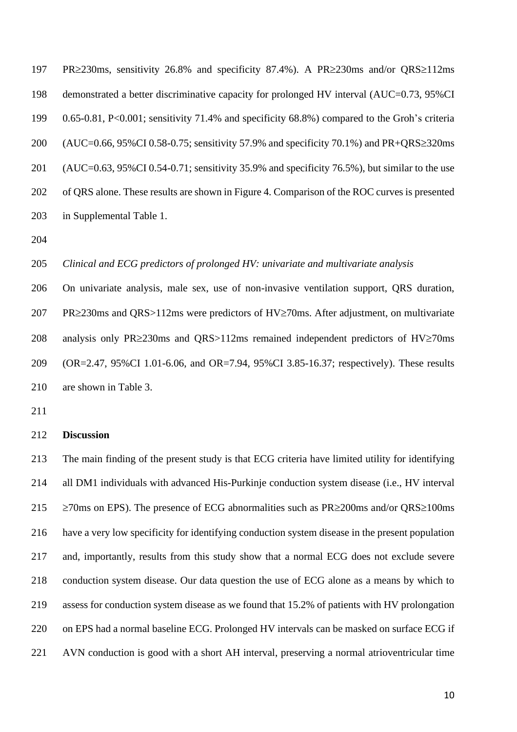PR≥230ms, sensitivity 26.8% and specificity 87.4%). A PR≥230ms and/or QRS≥112ms demonstrated a better discriminative capacity for prolonged HV interval (AUC=0.73, 95%CI 0.65-0.81, P<0.001; sensitivity 71.4% and specificity 68.8%) compared to the Groh's criteria (AUC=0.66, 95%CI 0.58-0.75; sensitivity 57.9% and specificity 70.1%) and PR+QRS≥320ms (AUC=0.63, 95%CI 0.54-0.71; sensitivity 35.9% and specificity 76.5%), but similar to the use of QRS alone. These results are shown in Figure 4. Comparison of the ROC curves is presented in Supplemental Table 1.

*Clinical and ECG predictors of prolonged HV: univariate and multivariate analysis*

On univariate analysis, male sex, use of non-invasive ventilation support, QRS duration, PR≥230ms and QRS>112ms were predictors of HV≥70ms. After adjustment, on multivariate analysis only PR≥230ms and QRS>112ms remained independent predictors of HV≥70ms (OR=2.47, 95%CI 1.01-6.06, and OR=7.94, 95%CI 3.85-16.37; respectively). These results are shown in Table 3.

## Discussion

The main finding of the present study is that ECG criteria have limited utility for identifying all DM1 individuals with advanced His-Purkinje conduction system disease (i.e., HV interval ≥70ms on EPS). The presence of ECG abnormalities such as PR≥200ms and/or QRS≥100ms have a very low specificity for identifying conduction system disease in the present population and, importantly, results from this study show that a normal ECG does not exclude severe conduction system disease. Our data question the use of ECG alone as a means by which to assess for conduction system disease as we found that 15.2% of patients with HV prolongation on EPS had a normal baseline ECG. Prolonged HV intervals can be masked on surface ECG if AVN conduction is good with a short AH interval, preserving a normal atrioventricular time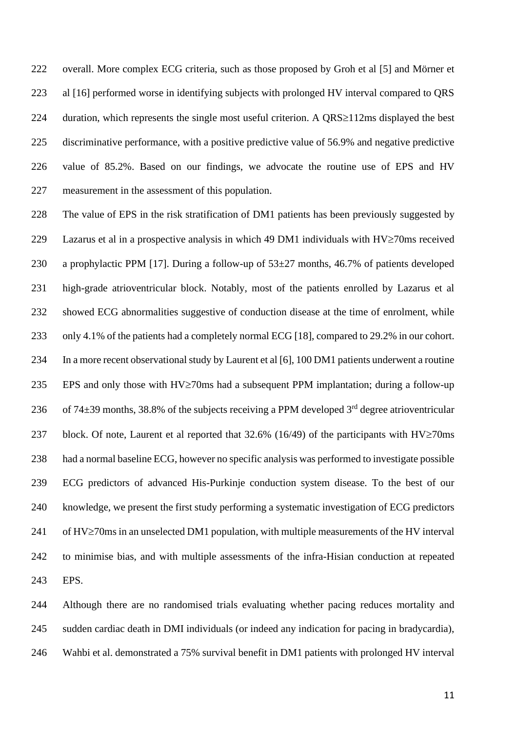overall. More complex ECG criteria, such as those proposed by Groh et al [5] and Mörner et al [16] performed worse in identifying subjects with prolonged HV interval compared to QRS duration, which represents the single most useful criterion. A QRS≥112ms displayed the best discriminative performance, with a positive predictive value of 56.9% and negative predictive value of 85.2%. Based on our findings, we advocate the routine use of EPS and HV measurement in the assessment of this population.

The value of EPS in the risk stratification of DM1 patients has been previously suggested by Lazarus et al in a prospective analysis in which 49 DM1 individuals with HV≥70ms received a prophylactic PPM [17]. During a follow-up of 53±27 months, 46.7% of patients developed high-grade atrioventricular block. Notably, most of the patients enrolled by Lazarus et al showed ECG abnormalities suggestive of conduction disease at the time of enrolment, while only 4.1% of the patients had a completely normal ECG [18], compared to 29.2% in our cohort. In a more recent observational study by Laurent et al [6], 100 DM1 patients underwent a routine EPS and only those with HV≥70ms had a subsequent PPM implantation; during a follow-up of 74±39 months, 38.8% of the subjects receiving a PPM developed 3rd degree atrioventricular block. Of note, Laurent et al reported that 32.6% (16/49) of the participants with HV≥70ms had a normal baseline ECG, however no specific analysis was performed to investigate possible ECG predictors of advanced His-Purkinje conduction system disease. To the best of our knowledge, we present the first study performing a systematic investigation of ECG predictors of HV≥70ms in an unselected DM1 population, with multiple measurements of the HV interval to minimise bias, and with multiple assessments of the infra-Hisian conduction at repeated EPS.

Although there are no randomised trials evaluating whether pacing reduces mortality and sudden cardiac death in DMI individuals (or indeed any indication for pacing in bradycardia), Wahbi et al. demonstrated a 75% survival benefit in DM1 patients with prolonged HV interval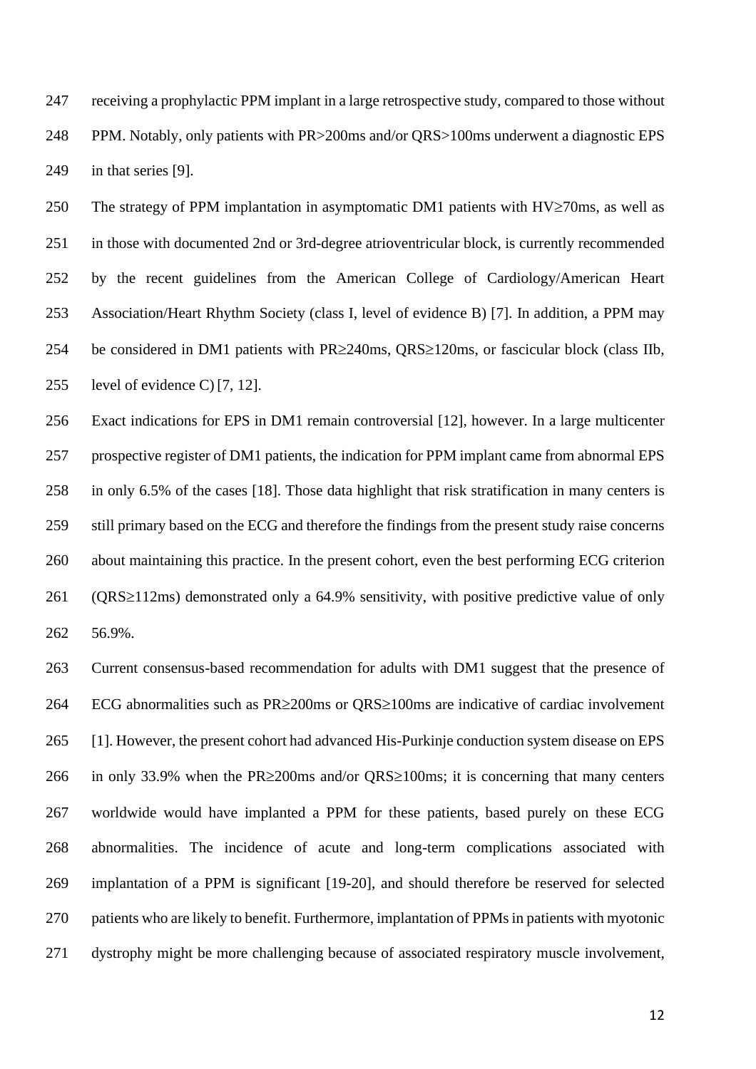receiving a prophylactic PPM implant in a large retrospective study, compared to those without PPM. Notably, only patients with PR>200ms and/or QRS>100ms underwent a diagnostic EPS in that series [9].

The strategy of PPM implantation in asymptomatic DM1 patients with HV≥70ms, as well as in those with documented 2nd or 3rd-degree atrioventricular block, is currently recommended by the recent guidelines from the American College of Cardiology/American Heart Association/Heart Rhythm Society (class I, level of evidence B) [7]. In addition, a PPM may be considered in DM1 patients with PR≥240ms, QRS≥120ms, or fascicular block (class IIb, level of evidence C) [7, 12].

Exact indications for EPS in DM1 remain controversial [12], however. In a large multicenter prospective register of DM1 patients, the indication for PPM implant came from abnormal EPS in only 6.5% of the cases [18]. Those data highlight that risk stratification in many centers is still primary based on the ECG and therefore the findings from the present study raise concerns about maintaining this practice. In the present cohort, even the best performing ECG criterion (QRS≥112ms) demonstrated only a 64.9% sensitivity, with positive predictive value of only 56.9%.

Current consensus-based recommendation for adults with DM1 suggest that the presence of ECG abnormalities such as PR≥200ms or QRS≥100ms are indicative of cardiac involvement [1]. However, the present cohort had advanced His-Purkinje conduction system disease on EPS in only 33.9% when the PR≥200ms and/or QRS≥100ms; it is concerning that many centers worldwide would have implanted a PPM for these patients, based purely on these ECG abnormalities. The incidence of acute and long-term complications associated with implantation of a PPM is significant [19-20], and should therefore be reserved for selected patients who are likely to benefit. Furthermore, implantation of PPMs in patients with myotonic dystrophy might be more challenging because of associated respiratory muscle involvement,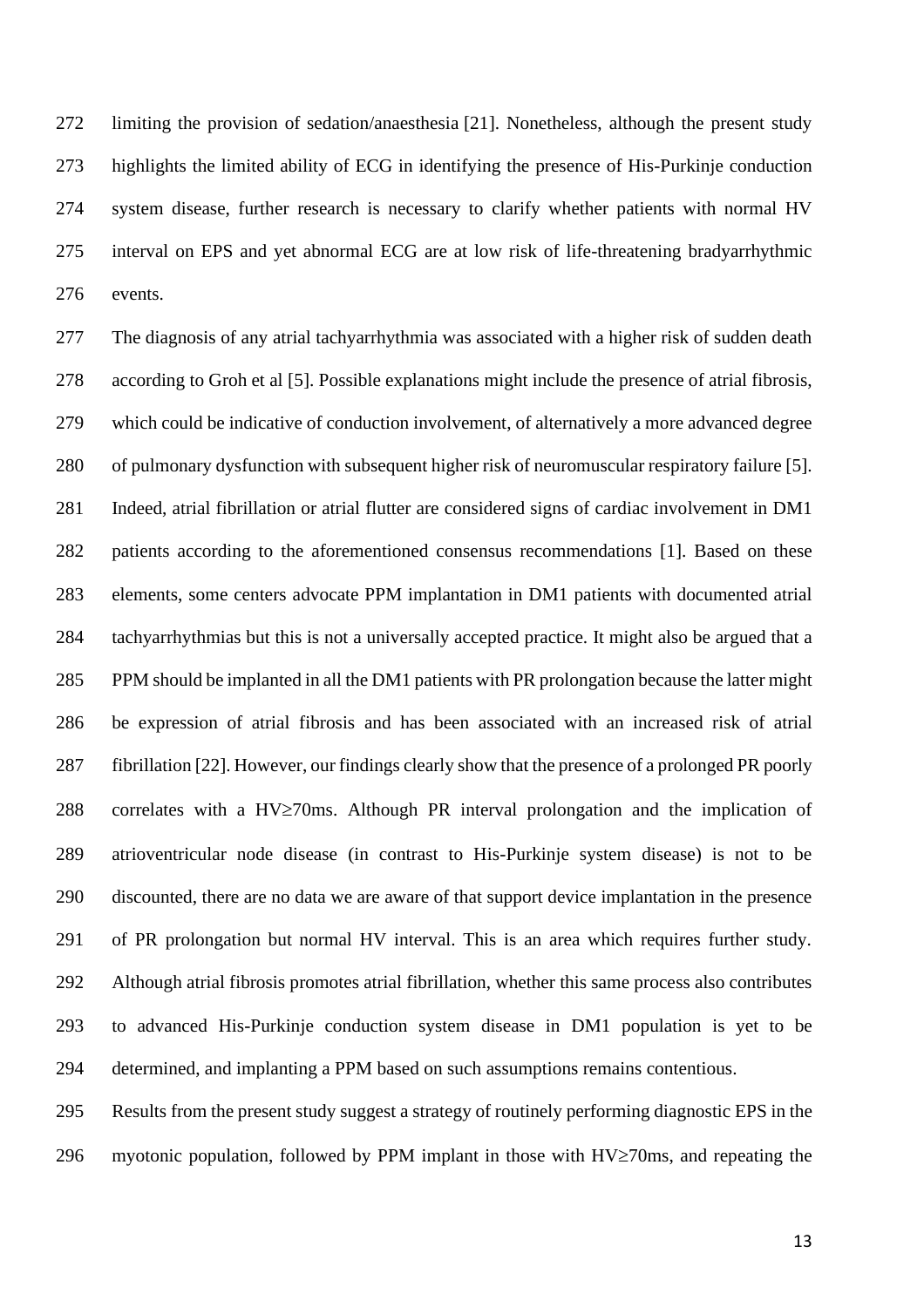limiting the provision of sedation/anaesthesia [21]. Nonetheless, although the present study highlights the limited ability of ECG in identifying the presence of His-Purkinje conduction system disease, further research is necessary to clarify whether patients with normal HV interval on EPS and yet abnormal ECG are at low risk of life-threatening bradyarrhythmic events.

The diagnosis of any atrial tachyarrhythmia was associated with a higher risk of sudden death according to Groh et al [5]. Possible explanations might include the presence of atrial fibrosis, which could be indicative of conduction involvement, of alternatively a more advanced degree of pulmonary dysfunction with subsequent higher risk of neuromuscular respiratory failure [5]. Indeed, atrial fibrillation or atrial flutter are considered signs of cardiac involvement in DM1 patients according to the aforementioned consensus recommendations [1]. Based on these elements, some centers advocate PPM implantation in DM1 patients with documented atrial tachyarrhythmias but this is not a universally accepted practice. It might also be argued that a PPM should be implanted in all the DM1 patients with PR prolongation because the latter might be expression of atrial fibrosis and has been associated with an increased risk of atrial fibrillation [22]. However, our findings clearly show that the presence of a prolonged PR poorly correlates with a HV≥70ms. Although PR interval prolongation and the implication of atrioventricular node disease (in contrast to His-Purkinje system disease) is not to be discounted, there are no data we are aware of that support device implantation in the presence of PR prolongation but normal HV interval. This is an area which requires further study. Although atrial fibrosis promotes atrial fibrillation, whether this same process also contributes to advanced His-Purkinje conduction system disease in DM1 population is yet to be determined, and implanting a PPM based on such assumptions remains contentious.

Results from the present study suggest a strategy of routinely performing diagnostic EPS in the myotonic population, followed by PPM implant in those with HV≥70ms, and repeating the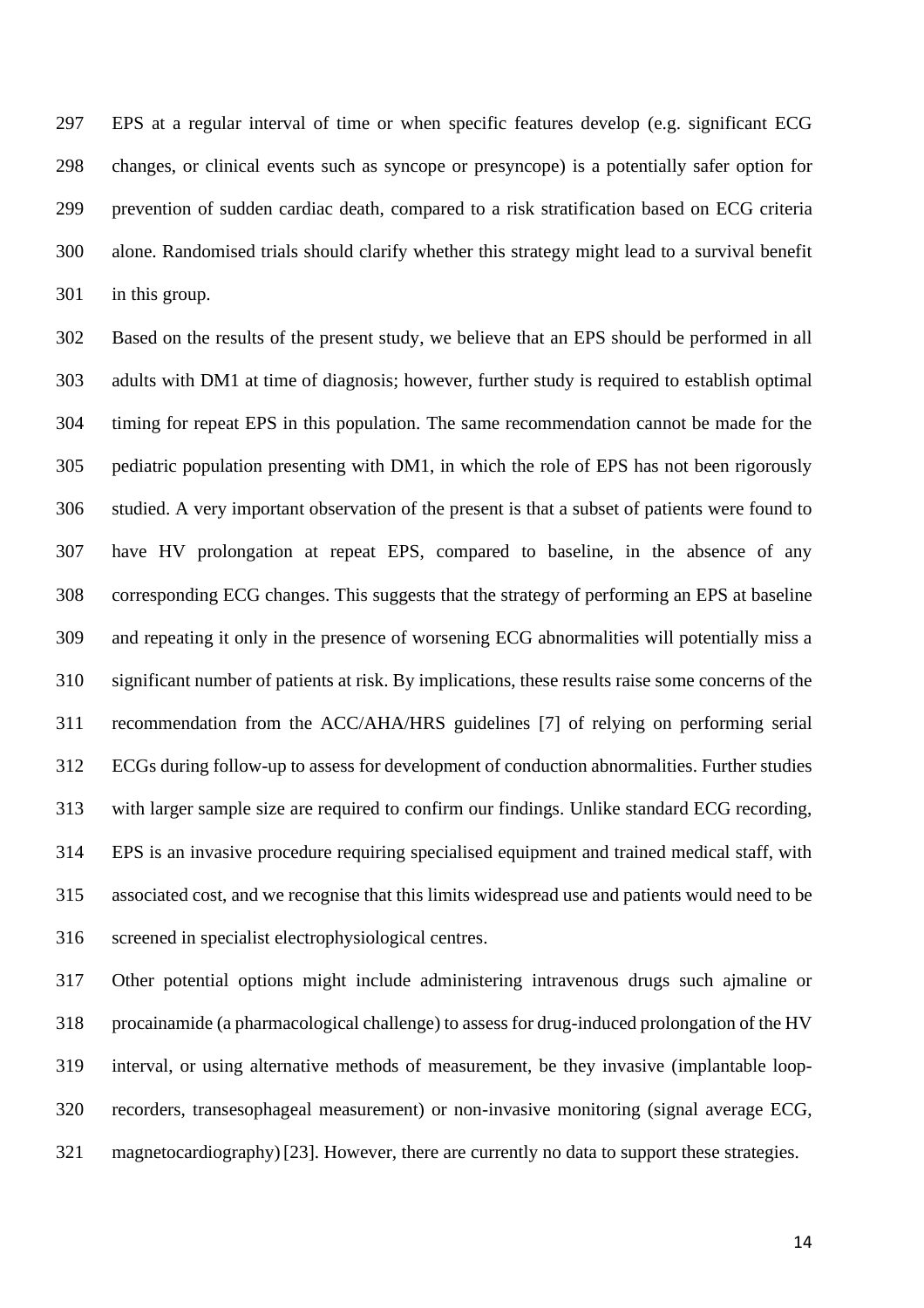EPS at a regular interval of time or when specific features develop (e.g. significant ECG changes, or clinical events such as syncope or presyncope) is a potentially safer option for prevention of sudden cardiac death, compared to a risk stratification based on ECG criteria alone. Randomised trials should clarify whether this strategy might lead to a survival benefit in this group.

Based on the results of the present study, we believe that an EPS should be performed in all adults with DM1 at time of diagnosis; however, further study is required to establish optimal timing for repeat EPS in this population. The same recommendation cannot be made for the pediatric population presenting with DM1, in which the role of EPS has not been rigorously studied. A very important observation of the present is that a subset of patients were found to have HV prolongation at repeat EPS, compared to baseline, in the absence of any corresponding ECG changes. This suggests that the strategy of performing an EPS at baseline and repeating it only in the presence of worsening ECG abnormalities will potentially miss a significant number of patients at risk. By implications, these results raise some concerns of the recommendation from the ACC/AHA/HRS guidelines [7] of relying on performing serial ECGs during follow-up to assess for development of conduction abnormalities. Further studies with larger sample size are required to confirm our findings. Unlike standard ECG recording, EPS is an invasive procedure requiring specialised equipment and trained medical staff, with associated cost, and we recognise that this limits widespread use and patients would need to be screened in specialist electrophysiological centres.

Other potential options might include administering intravenous drugs such ajmaline or procainamide (a pharmacological challenge) to assess for drug-induced prolongation of the HV interval, or using alternative methods of measurement, be they invasive (implantable loop-recorders, transesophageal measurement) or non-invasive monitoring (signal average ECG, magnetocardiography) [23]. However, there are currently no data to support these strategies.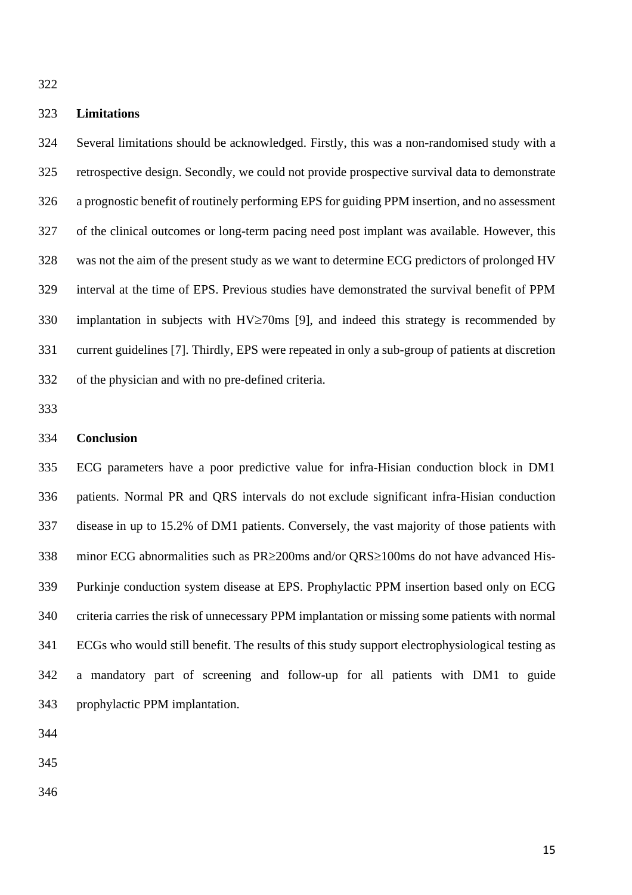## Limitations

Several limitations should be acknowledged. Firstly, this was a non-randomised study with a retrospective design. Secondly, we could not provide prospective survival data to demonstrate a prognostic benefit of routinely performing EPS for guiding PPM insertion, and no assessment of the clinical outcomes or long-term pacing need post implant was available. However, this was not the aim of the present study as we want to determine ECG predictors of prolonged HV interval at the time of EPS. Previous studies have demonstrated the survival benefit of PPM implantation in subjects with HV≥70ms [9], and indeed this strategy is recommended by current guidelines [7]. Thirdly, EPS were repeated in only a sub-group of patients at discretion of the physician and with no pre-defined criteria.

## Conclusion

ECG parameters have a poor predictive value for infra-Hisian conduction block in DM1 patients. Normal PR and QRS intervals do not exclude significant infra-Hisian conduction disease in up to 15.2% of DM1 patients. Conversely, the vast majority of those patients with minor ECG abnormalities such as PR≥200ms and/or QRS≥100ms do not have advanced His-Purkinje conduction system disease at EPS. Prophylactic PPM insertion based only on ECG criteria carries the risk of unnecessary PPM implantation or missing some patients with normal ECGs who would still benefit. The results of this study support electrophysiological testing as a mandatory part of screening and follow-up for all patients with DM1 to guide prophylactic PPM implantation.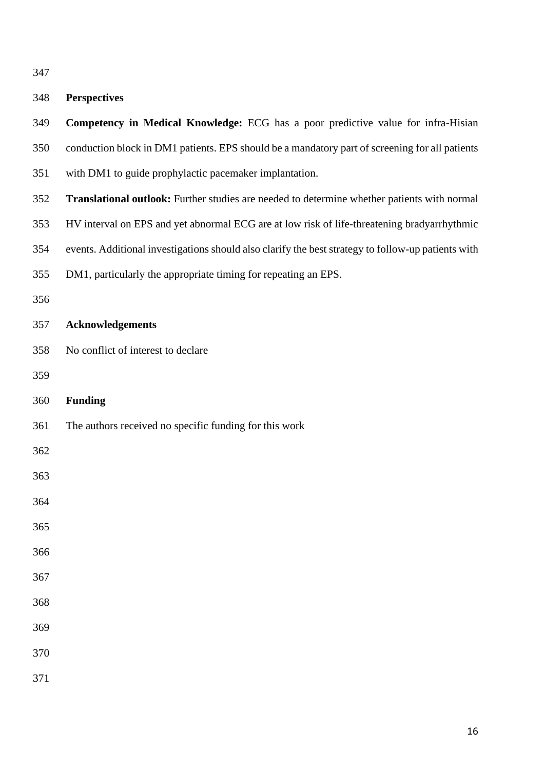## Perspectives

**Competency in Medical Knowledge:** ECG has a poor predictive value for infra-Hisian conduction block in DM1 patients. EPS should be a mandatory part of screening for all patients with DM1 to guide prophylactic pacemaker implantation.

**Translational outlook:** Further studies are needed to determine whether patients with normal HV interval on EPS and yet abnormal ECG are at low risk of life-threatening bradyarrhythmic events. Additional investigations should also clarify the best strategy to follow-up patients with DM1, particularly the appropriate timing for repeating an EPS.

## Acknowledgements

No conflict of interest to declare

## Funding

The authors received no specific funding for this work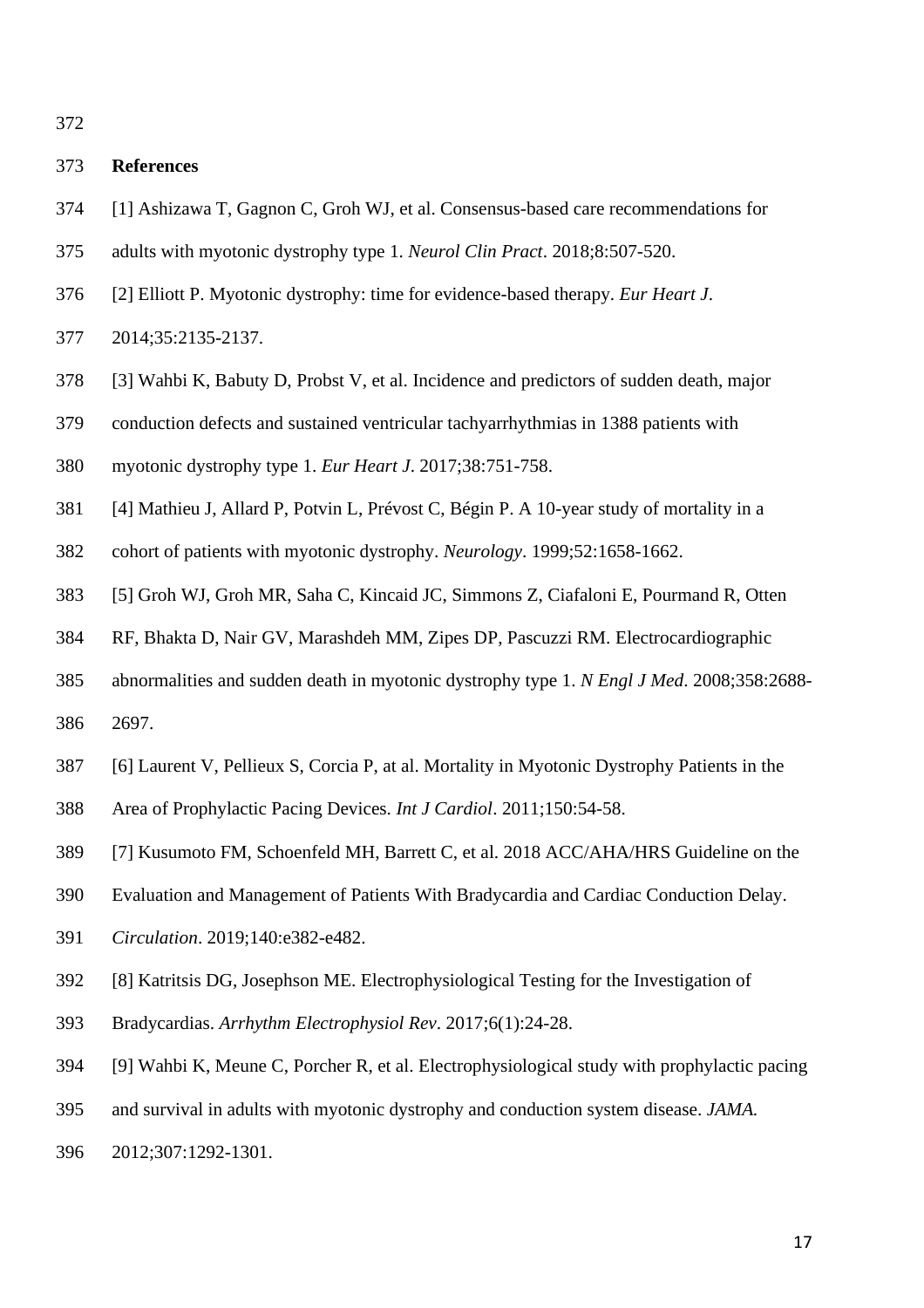## References

[1] Ashizawa T, Gagnon C, Groh WJ, et al. Consensus-based care recommendations for adults with myotonic dystrophy type 1. *Neurol Clin Pract*. 2018;8:507-520.

[2] Elliott P. Myotonic dystrophy: time for evidence-based therapy. *Eur Heart J*. 2014;35:2135-2137.

[3] Wahbi K, Babuty D, Probst V, et al. Incidence and predictors of sudden death, major conduction defects and sustained ventricular tachyarrhythmias in 1388 patients with myotonic dystrophy type 1. *Eur Heart J*. 2017;38:751-758.

[4] Mathieu J, Allard P, Potvin L, Prévost C, Bégin P. A 10-year study of mortality in a cohort of patients with myotonic dystrophy. *Neurology*. 1999;52:1658-1662.

[5] Groh WJ, Groh MR, Saha C, Kincaid JC, Simmons Z, Ciafaloni E, Pourmand R, Otten RF, Bhakta D, Nair GV, Marashdeh MM, Zipes DP, Pascuzzi RM. Electrocardiographic abnormalities and sudden death in myotonic dystrophy type 1. *N Engl J Med*. 2008;358:2688-2697.

[6] Laurent V, Pellieux S, Corcia P, at al. Mortality in Myotonic Dystrophy Patients in the Area of Prophylactic Pacing Devices. *Int J Cardiol*. 2011;150:54-58.

[7] Kusumoto FM, Schoenfeld MH, Barrett C, et al. 2018 ACC/AHA/HRS Guideline on the Evaluation and Management of Patients With Bradycardia and Cardiac Conduction Delay. *Circulation*. 2019;140:e382-e482.

[8] Katritsis DG, Josephson ME. Electrophysiological Testing for the Investigation of Bradycardias. *Arrhythm Electrophysiol Rev*. 2017;6(1):24-28.

[9] Wahbi K, Meune C, Porcher R, et al. Electrophysiological study with prophylactic pacing and survival in adults with myotonic dystrophy and conduction system disease. *JAMA.* 2012;307:1292-1301.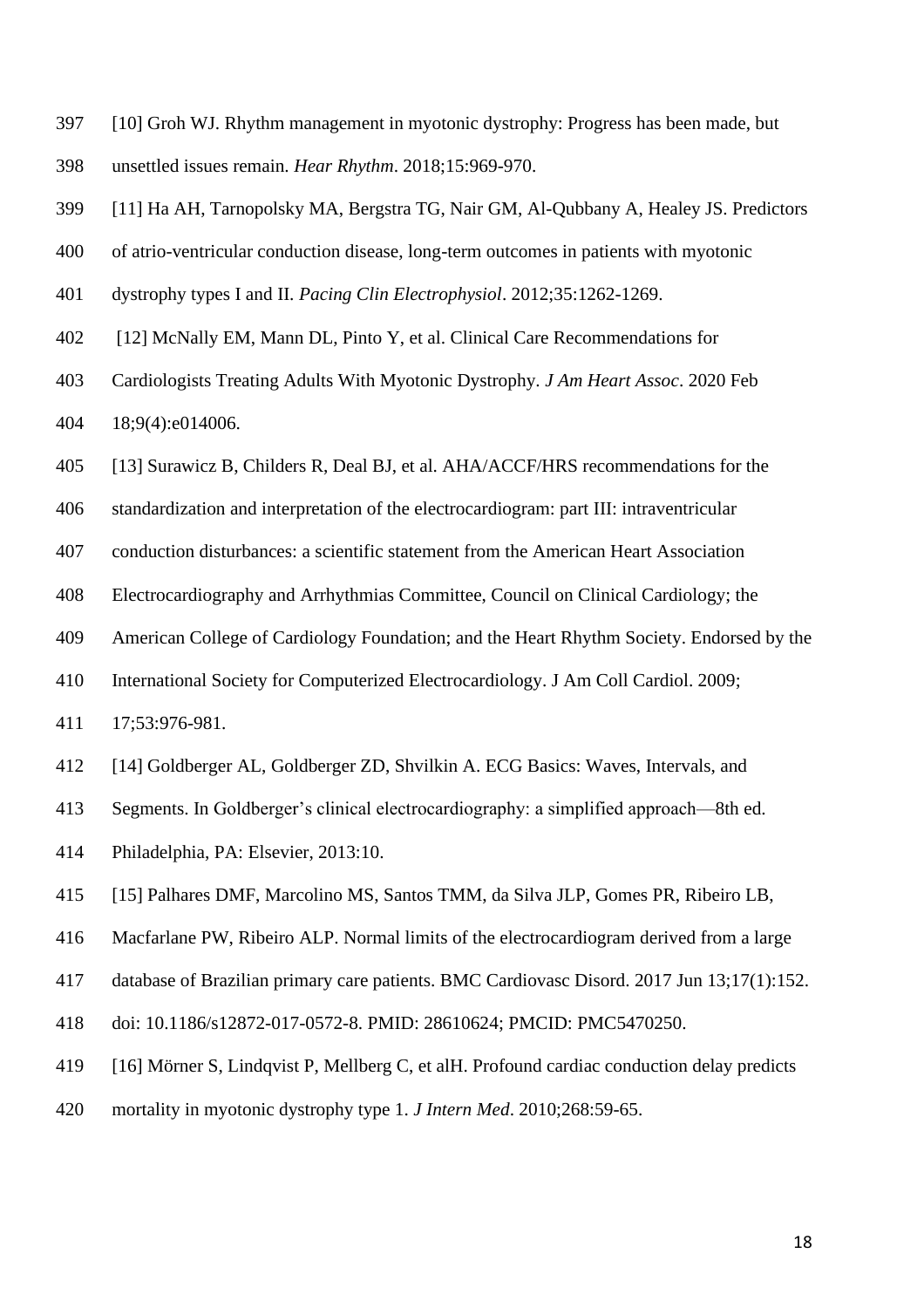[10] Groh WJ. Rhythm management in myotonic dystrophy: Progress has been made, but unsettled issues remain. *Hear Rhythm*. 2018;15:969-970.

[11] Ha AH, Tarnopolsky MA, Bergstra TG, Nair GM, Al-Qubbany A, Healey JS. Predictors of atrio-ventricular conduction disease, long-term outcomes in patients with myotonic dystrophy types I and II. *Pacing Clin Electrophysiol*. 2012;35:1262-1269.

[12] McNally EM, Mann DL, Pinto Y, et al. Clinical Care Recommendations for Cardiologists Treating Adults With Myotonic Dystrophy. *J Am Heart Assoc*. 2020 Feb 18;9(4):e014006.

[13] Surawicz B, Childers R, Deal BJ, et al. AHA/ACCF/HRS recommendations for the standardization and interpretation of the electrocardiogram: part III: intraventricular conduction disturbances: a scientific statement from the American Heart Association Electrocardiography and Arrhythmias Committee, Council on Clinical Cardiology; the American College of Cardiology Foundation; and the Heart Rhythm Society. Endorsed by the International Society for Computerized Electrocardiology. J Am Coll Cardiol. 2009; 17;53:976-981.

[14] Goldberger AL, Goldberger ZD, Shvilkin A. ECG Basics: Waves, Intervals, and Segments. In Goldberger's clinical electrocardiography: a simplified approach—8th ed. Philadelphia, PA: Elsevier, 2013:10.

[15] Palhares DMF, Marcolino MS, Santos TMM, da Silva JLP, Gomes PR, Ribeiro LB, Macfarlane PW, Ribeiro ALP. Normal limits of the electrocardiogram derived from a large database of Brazilian primary care patients. BMC Cardiovasc Disord. 2017 Jun 13;17(1):152. doi: 10.1186/s12872-017-0572-8. PMID: 28610624; PMCID: PMC5470250.

[16] Mörner S, Lindqvist P, Mellberg C, et alH. Profound cardiac conduction delay predicts mortality in myotonic dystrophy type 1. *J Intern Med*. 2010;268:59-65.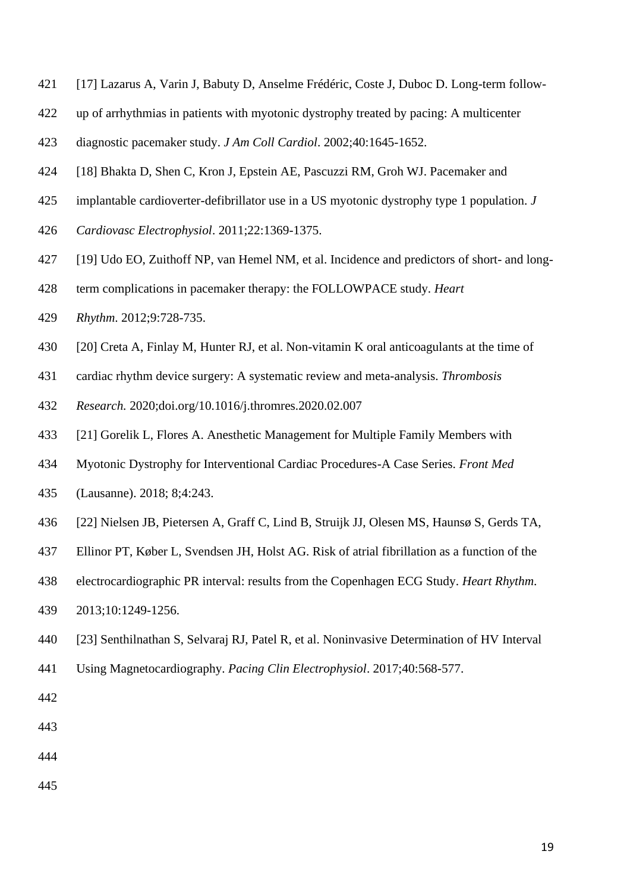[17] Lazarus A, Varin J, Babuty D, Anselme Frédéric, Coste J, Duboc D. Long-term follow-up of arrhythmias in patients with myotonic dystrophy treated by pacing: A multicenter diagnostic pacemaker study. *J Am Coll Cardiol*. 2002;40:1645-1652.

[18] Bhakta D, Shen C, Kron J, Epstein AE, Pascuzzi RM, Groh WJ. Pacemaker and implantable cardioverter-defibrillator use in a US myotonic dystrophy type 1 population. *J Cardiovasc Electrophysiol*. 2011;22:1369-1375.

[19] Udo EO, Zuithoff NP, van Hemel NM, et al. Incidence and predictors of short- and long-term complications in pacemaker therapy: the FOLLOWPACE study. *Heart Rhythm*. 2012;9:728-735.

[20] Creta A, Finlay M, Hunter RJ, et al. Non-vitamin K oral anticoagulants at the time of cardiac rhythm device surgery: A systematic review and meta-analysis. *Thrombosis Research.* 2020;doi.org/10.1016/j.thromres.2020.02.007

[21] Gorelik L, Flores A. Anesthetic Management for Multiple Family Members with Myotonic Dystrophy for Interventional Cardiac Procedures-A Case Series. *Front Med* (Lausanne). 2018; 8;4:243.

[22] Nielsen JB, Pietersen A, Graff C, Lind B, Struijk JJ, Olesen MS, Haunsø S, Gerds TA, Ellinor PT, Køber L, Svendsen JH, Holst AG. Risk of atrial fibrillation as a function of the electrocardiographic PR interval: results from the Copenhagen ECG Study. *Heart Rhythm.* 2013;10:1249-1256.

[23] Senthilnathan S, Selvaraj RJ, Patel R, et al. Noninvasive Determination of HV Interval Using Magnetocardiography. *Pacing Clin Electrophysiol*. 2017;40:568-577.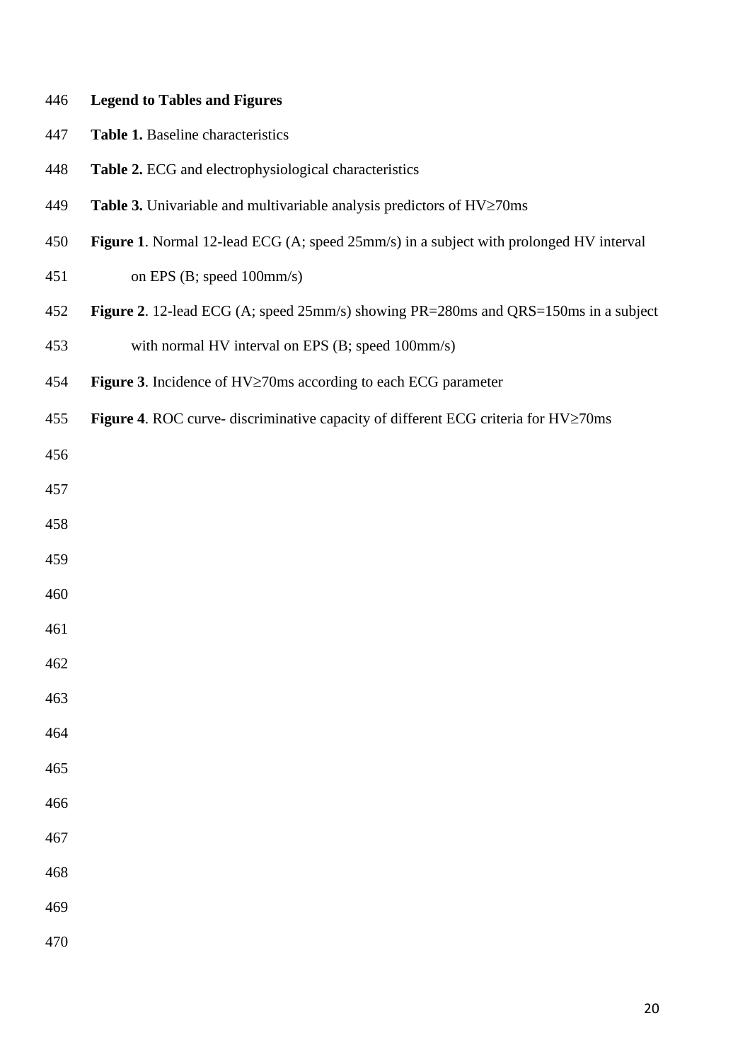**Legend to Tables and Figures**

**Table 1.** Baseline characteristics

**Table 2.** ECG and electrophysiological characteristics

**Table 3.** Univariable and multivariable analysis predictors of HV≥70ms

**Figure 1**. Normal 12-lead ECG (A; speed 25mm/s) in a subject with prolonged HV interval on EPS (B; speed 100mm/s)

**Figure 2**. 12-lead ECG (A; speed 25mm/s) showing PR=280ms and QRS=150ms in a subject with normal HV interval on EPS (B; speed 100mm/s)

**Figure 3**. Incidence of HV≥70ms according to each ECG parameter

**Figure 4**. ROC curve- discriminative capacity of different ECG criteria for HV≥70ms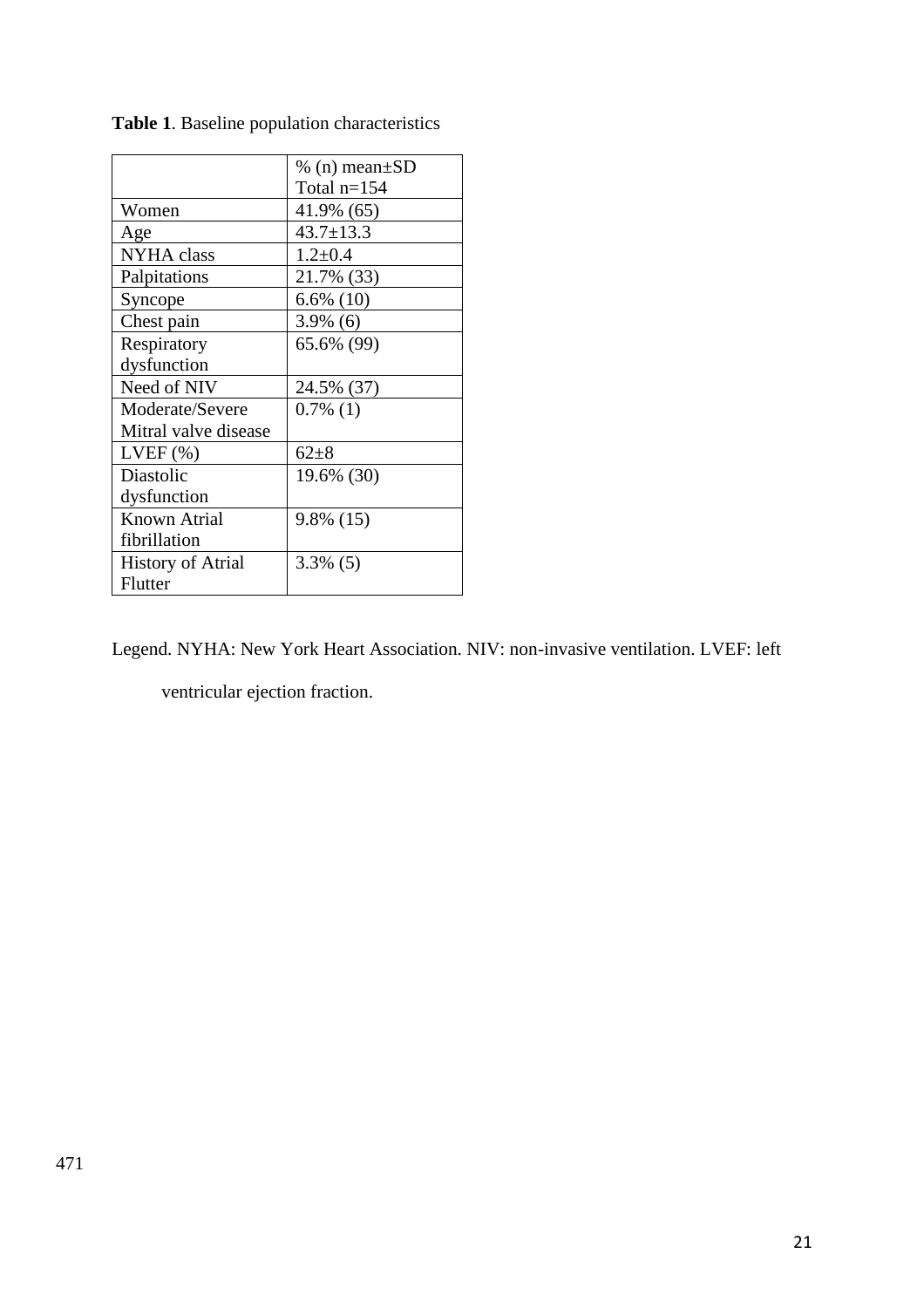**Table 1**. Baseline population characteristics

| | % (n) mean±SD Total n=154 |
|---|---|
| Women | 41.9% (65) |
| Age | 43.7±13.3 |
| NYHA class | 1.2±0.4 |
| Palpitations | 21.7% (33) |
| Syncope | 6.6% (10) |
| Chest pain | 3.9% (6) |
| Respiratory dysfunction | 65.6% (99) |
| Need of NIV | 24.5% (37) |
| Moderate/Severe Mitral valve disease | 0.7% (1) |
| LVEF (%) | 62±8 |
| Diastolic dysfunction | 19.6% (30) |
| Known Atrial fibrillation | 9.8% (15) |
| History of Atrial Flutter | 3.3% (5) |

Legend. NYHA: New York Heart Association. NIV: non-invasive ventilation. LVEF: left ventricular ejection fraction.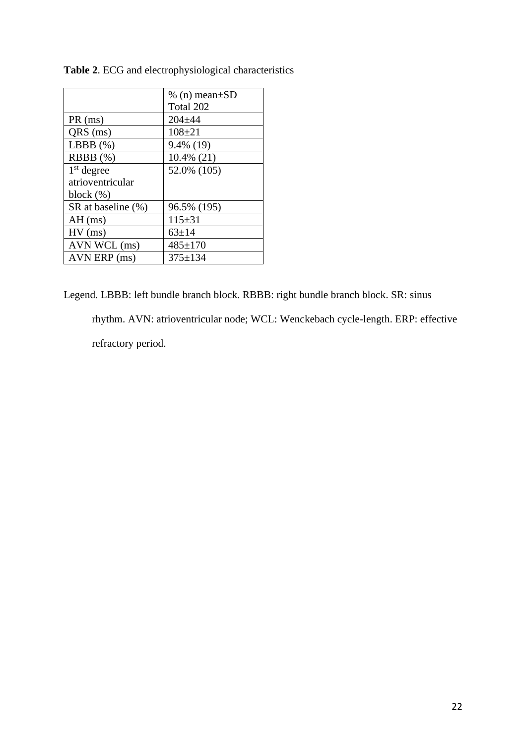**Table 2**. ECG and electrophysiological characteristics

| | % (n) mean±SD Total 202 |
|---|---|
| PR (ms) | 204±44 |
| QRS (ms) | 108±21 |
| LBBB (%) | 9.4% (19) |
| RBBB (%) | 10.4% (21) |
| 1st degree atrioventricular block (%) | 52.0% (105) |
| SR at baseline (%) | 96.5% (195) |
| AH (ms) | 115±31 |
| HV (ms) | 63±14 |
| AVN WCL (ms) | 485±170 |
| AVN ERP (ms) | 375±134 |

Legend. LBBB: left bundle branch block. RBBB: right bundle branch block. SR: sinus rhythm. AVN: atrioventricular node; WCL: Wenckebach cycle-length. ERP: effective refractory period.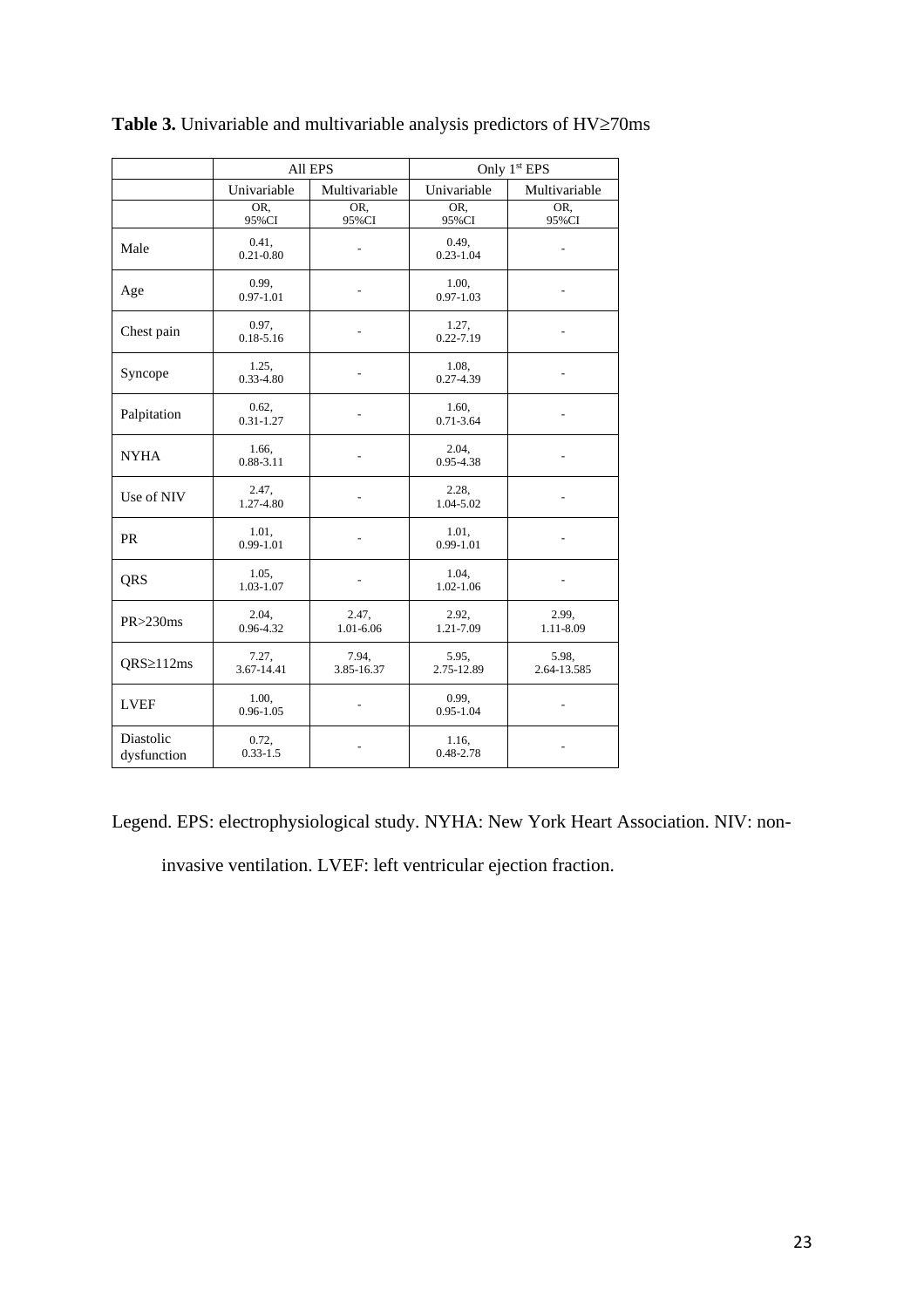**Table 3.** Univariable and multivariable analysis predictors of HV≥70ms

| | All EPS | | Only 1st EPS | |
|---|---|---|---|---|
| | Univariable | Multivariable | Univariable | Multivariable |
| | OR, 95%CI | OR, 95%CI | OR, 95%CI | OR, 95%CI |
| Male | 0.41, 0.21-0.80 | - | 0.49, 0.23-1.04 | - |
| Age | 0.99, 0.97-1.01 | - | 1.00, 0.97-1.03 | - |
| Chest pain | 0.97, 0.18-5.16 | - | 1.27, 0.22-7.19 | - |
| Syncope | 1.25, 0.33-4.80 | - | 1.08, 0.27-4.39 | - |
| Palpitation | 0.62, 0.31-1.27 | - | 1.60, 0.71-3.64 | - |
| NYHA | 1.66, 0.88-3.11 | - | 2.04, 0.95-4.38 | - |
| Use of NIV | 2.47, 1.27-4.80 | - | 2.28, 1.04-5.02 | - |
| PR | 1.01, 0.99-1.01 | - | 1.01, 0.99-1.01 | - |
| QRS | 1.05, 1.03-1.07 | - | 1.04, 1.02-1.06 | - |
| PR>230ms | 2.04, 0.96-4.32 | 2.47, 1.01-6.06 | 2.92, 1.21-7.09 | 2.99, 1.11-8.09 |
| QRS≥112ms | 7.27, 3.67-14.41 | 7.94, 3.85-16.37 | 5.95, 2.75-12.89 | 5.98, 2.64-13.585 |
| LVEF | 1.00, 0.96-1.05 | - | 0.99, 0.95-1.04 | - |
| Diastolic dysfunction | 0.72, 0.33-1.5 | - | 1.16, 0.48-2.78 | - |

Legend. EPS: electrophysiological study. NYHA: New York Heart Association. NIV: non-invasive ventilation. LVEF: left ventricular ejection fraction.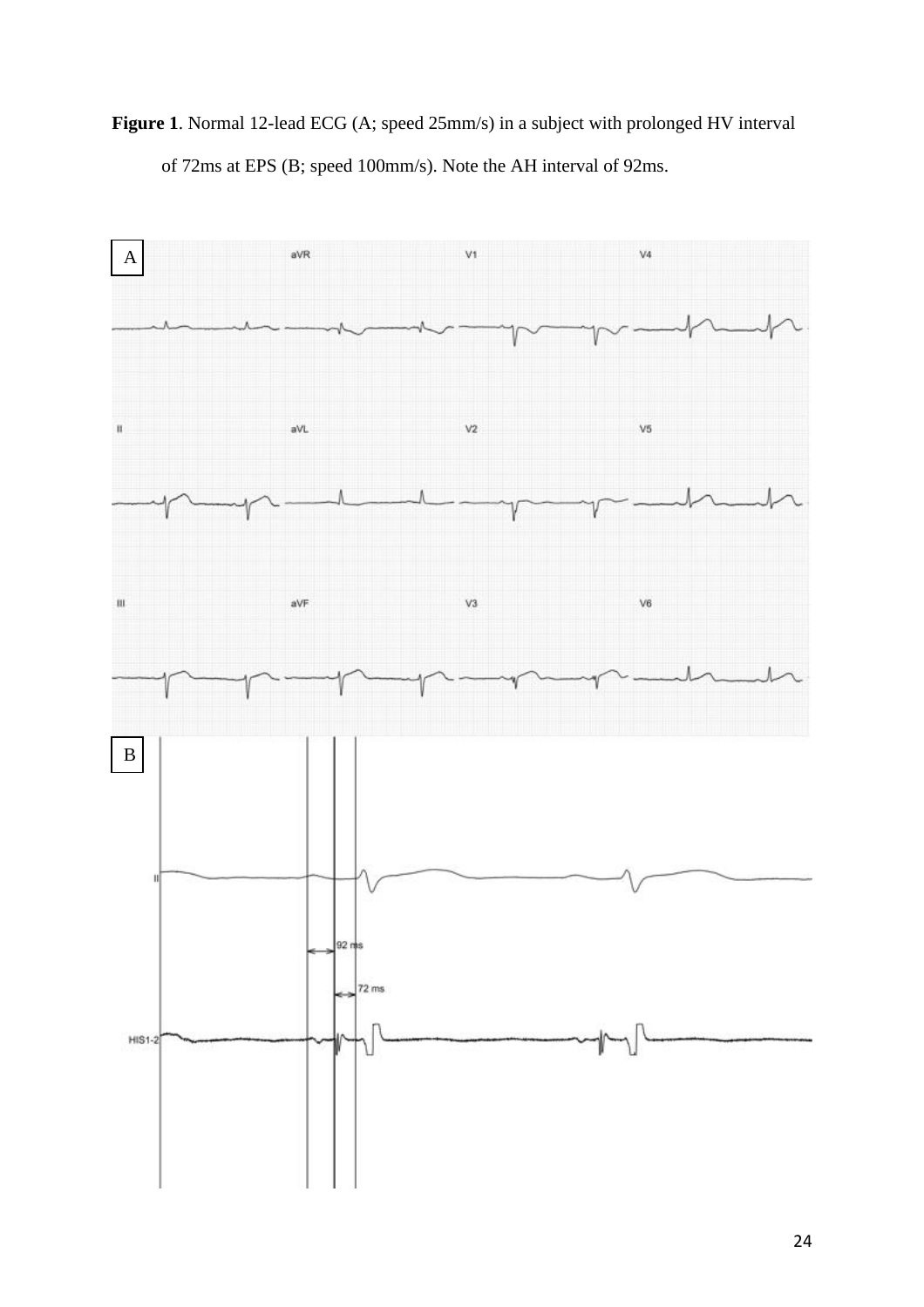**Figure 1**. Normal 12-lead ECG (A; speed 25mm/s) in a subject with prolonged HV interval of 72ms at EPS (B; speed 100mm/s). Note the AH interval of 92ms.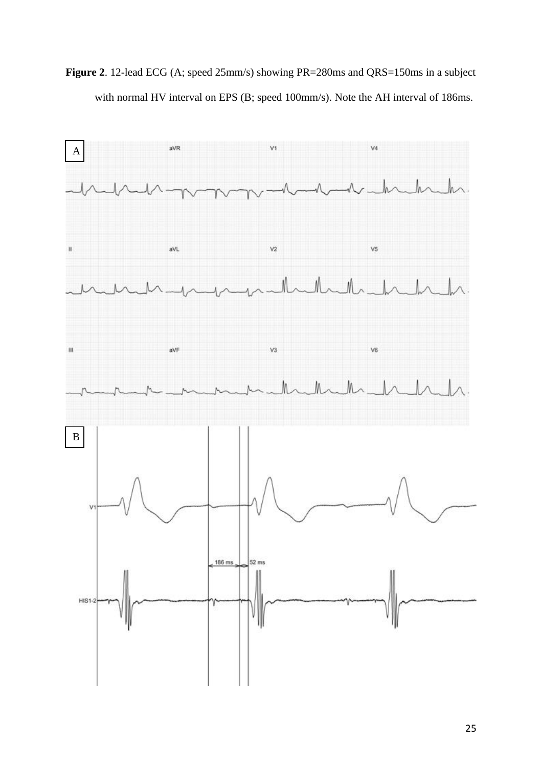**Figure 2**. 12-lead ECG (A; speed 25mm/s) showing PR=280ms and QRS=150ms in a subject with normal HV interval on EPS (B; speed 100mm/s). Note the AH interval of 186ms.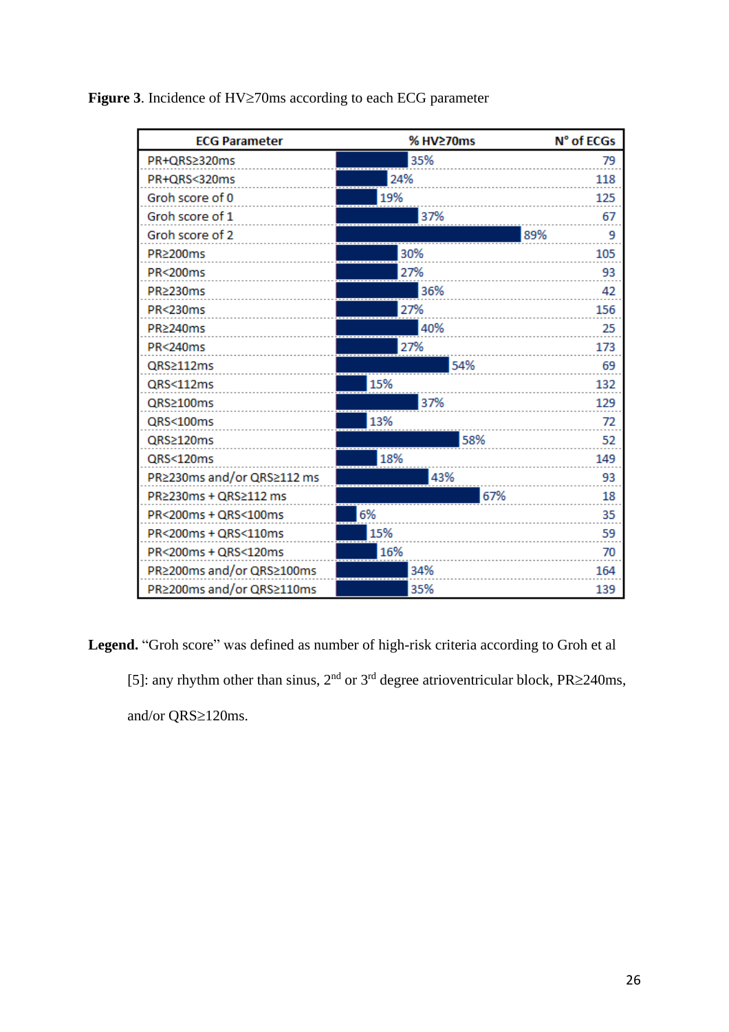**Figure 3**. Incidence of HV≥70ms according to each ECG parameter

| ECG Parameter | % HV≥70ms | N° of ECGs |
|---|---|---|
| PR+QRS≥320ms | 35% | 79 |
| PR+QRS<320ms | 24% | 118 |
| Groh score of 0 | 19% | 125 |
| Groh score of 1 | 37% | 67 |
| Groh score of 2 | 89% | 9 |
| PR≥200ms | 30% | 105 |
| PR<200ms | 27% | 93 |
| PR≥230ms | 36% | 42 |
| PR<230ms | 27% | 156 |
| PR≥240ms | 40% | 25 |
| PR<240ms | 27% | 173 |
| QRS≥112ms | 54% | 69 |
| QRS<112ms | 15% | 132 |
| QRS≥100ms | 37% | 129 |
| QRS<100ms | 13% | 72 |
| QRS≥120ms | 58% | 52 |
| QRS<120ms | 18% | 149 |
| PR≥230ms and/or QRS≥112 ms | 43% | 93 |
| PR≥230ms + QRS≥112 ms | 67% | 18 |
| PR<200ms + QRS<100ms | 6% | 35 |
| PR<200ms + QRS<110ms | 15% | 59 |
| PR<200ms + QRS<120ms | 16% | 70 |
| PR≥200ms and/or QRS≥100ms | 34% | 164 |
| PR≥200ms and/or QRS≥110ms | 35% | 139 |

**Legend.** "Groh score" was defined as number of high-risk criteria according to Groh et al [5]: any rhythm other than sinus, 2nd or 3rd degree atrioventricular block, PR≥240ms, and/or QRS≥120ms.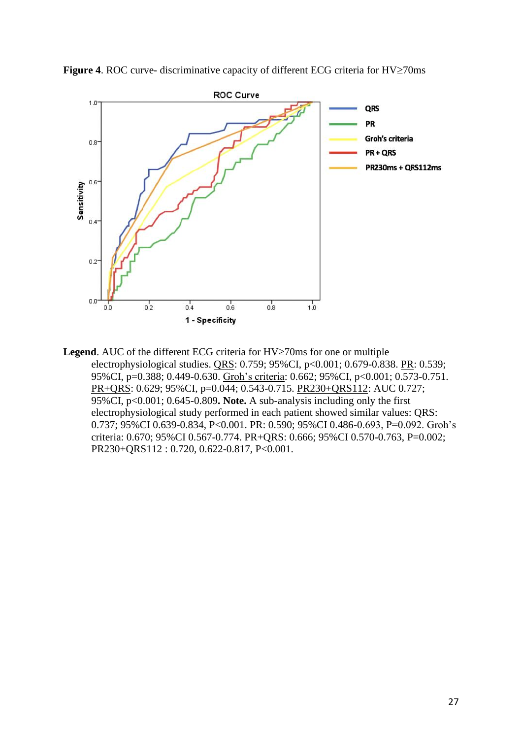**Figure 4**. ROC curve- discriminative capacity of different ECG criteria for HV≥70ms

**Legend**. AUC of the different ECG criteria for HV≥70ms for one or multiple electrophysiological studies. QRS: 0.759; 95%CI, p<0.001; 0.679-0.838. PR: 0.539; 95%CI, p=0.388; 0.449-0.630. Groh's criteria: 0.662; 95%CI, p<0.001; 0.573-0.751. PR+QRS: 0.629; 95%CI, p=0.044; 0.543-0.715. PR230+QRS112: AUC 0.727; 95%CI, p<0.001; 0.645-0.809**. Note.** A sub-analysis including only the first electrophysiological study performed in each patient showed similar values: QRS: 0.737; 95%CI 0.639-0.834, P<0.001. PR: 0.590; 95%CI 0.486-0.693, P=0.092. Groh's criteria: 0.670; 95%CI 0.567-0.774. PR+QRS: 0.666; 95%CI 0.570-0.763, P=0.002; PR230+QRS112 : 0.720, 0.622-0.817, P<0.001.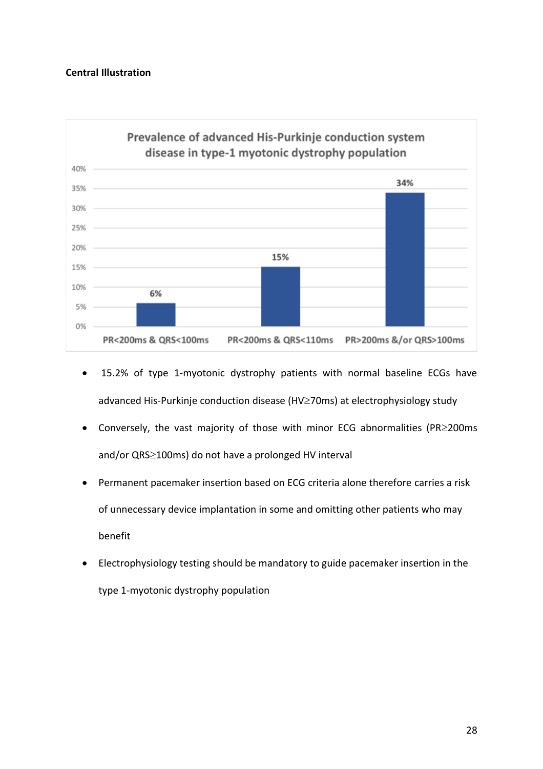**Central Illustration**

Prevalence of advanced His-Purkinje conduction system disease in type-1 myotonic dystrophy population

40%
35%
30%
25%
20%
15%
10%
5%
0%

6%
15%
34%

PR<200ms & QRS<100ms
PR<200ms & QRS<110ms
PR>200ms &/or QRS>100ms

- 15.2% of type 1-myotonic dystrophy patients with normal baseline ECGs have advanced His-Purkinje conduction disease (HV≥70ms) at electrophysiology study
- Conversely, the vast majority of those with minor ECG abnormalities (PR≥200ms and/or QRS≥100ms) do not have a prolonged HV interval
- Permanent pacemaker insertion based on ECG criteria alone therefore carries a risk of unnecessary device implantation in some and omitting other patients who may benefit
- Electrophysiology testing should be mandatory to guide pacemaker insertion in the type 1-myotonic dystrophy population